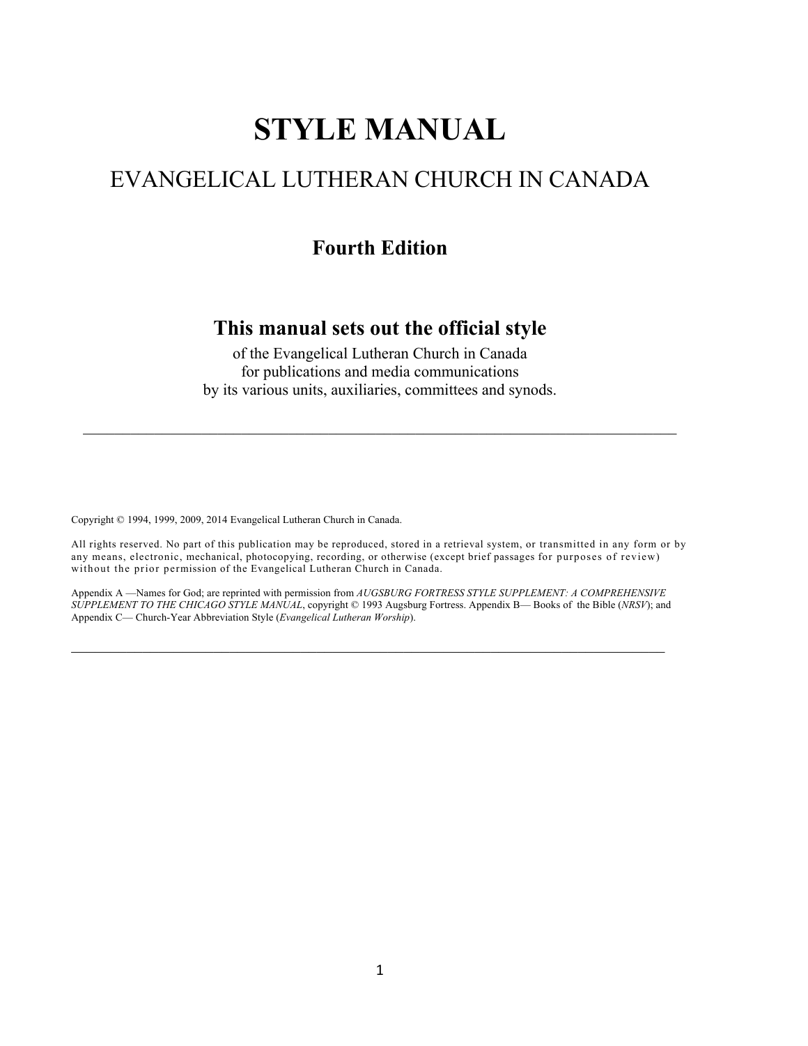# STYLE MANUAL

## EVANGELICAL LUTHERAN CHURCH IN CANADA

### Fourth Edition

### This manual sets out the official style

of the Evangelical Lutheran Church in Canada
for publications and media communications
by its various units, auxiliaries, committees and synods.

---

Copyright © 1994, 1999, 2009, 2014 Evangelical Lutheran Church in Canada.

All rights reserved. No part of this publication may be reproduced, stored in a retrieval system, or transmitted in any form or by any means, electronic, mechanical, photocopying, recording, or otherwise (except brief passages for purposes of review) without the prior permission of the Evangelical Lutheran Church in Canada.

Appendix A —Names for God; are reprinted with permission from *AUGSBURG FORTRESS STYLE SUPPLEMENT: A COMPREHENSIVE SUPPLEMENT TO THE CHICAGO STYLE MANUAL*, copyright © 1993 Augsburg Fortress. Appendix B— Books of the Bible (*NRSV*); and Appendix C— Church-Year Abbreviation Style (*Evangelical Lutheran Worship*).

---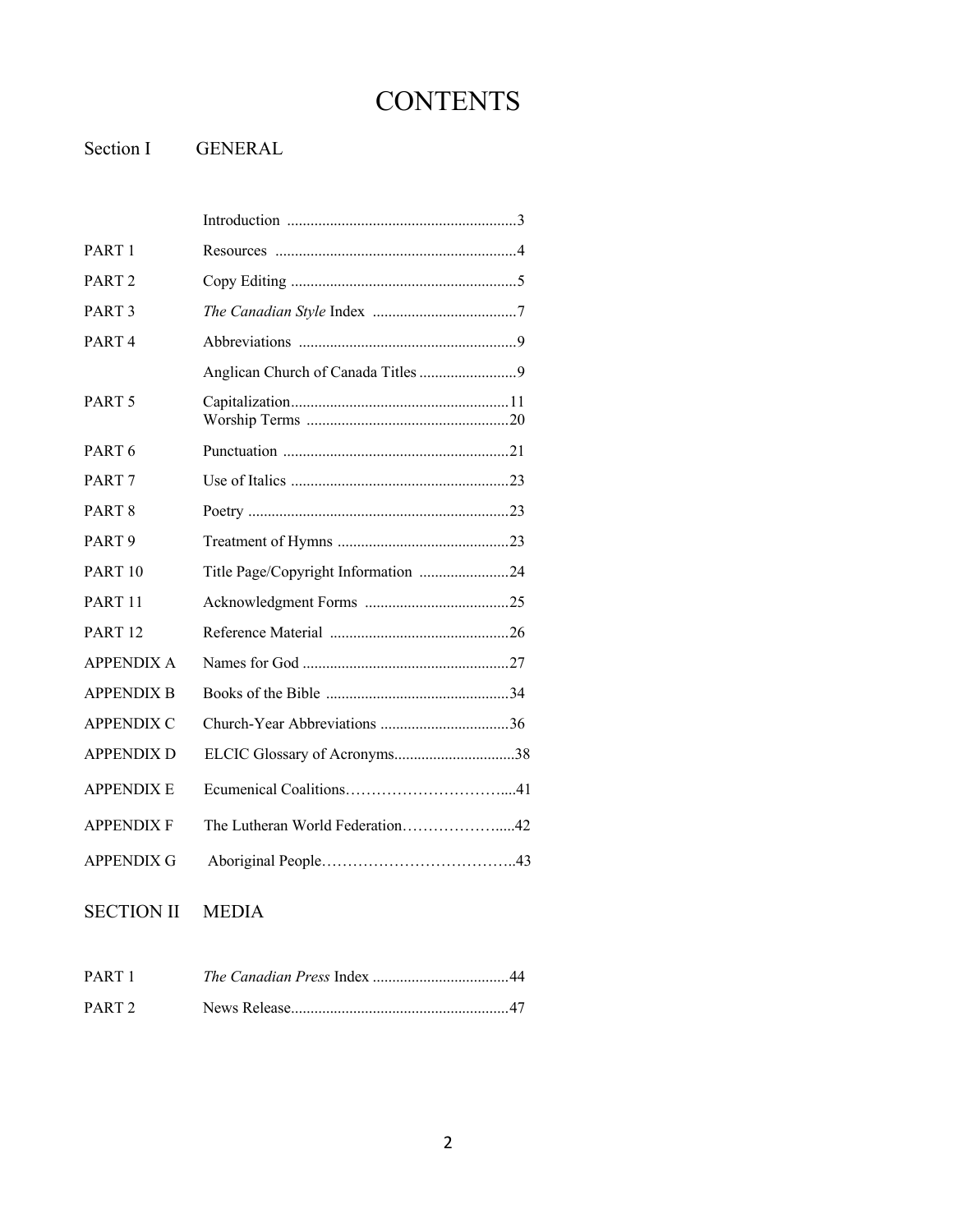# CONTENTS

## Section I GENERAL

| | | |
|---|---|---|
| | Introduction | 3 |
| PART 1 | Resources | 4 |
| PART 2 | Copy Editing | 5 |
| PART 3 | *The Canadian Style* Index | 7 |
| PART 4 | Abbreviations | 9 |
| | Anglican Church of Canada Titles | 9 |
| PART 5 | Capitalization | 11 |
| | Worship Terms | 20 |
| PART 6 | Punctuation | 21 |
| PART 7 | Use of Italics | 23 |
| PART 8 | Poetry | 23 |
| PART 9 | Treatment of Hymns | 23 |
| PART 10 | Title Page/Copyright Information | 24 |
| PART 11 | Acknowledgment Forms | 25 |
| PART 12 | Reference Material | 26 |
| APPENDIX A | Names for God | 27 |
| APPENDIX B | Books of the Bible | 34 |
| APPENDIX C | Church-Year Abbreviations | 36 |
| APPENDIX D | ELCIC Glossary of Acronyms | 38 |
| APPENDIX E | Ecumenical Coalitions | 41 |
| APPENDIX F | The Lutheran World Federation | 42 |
| APPENDIX G | Aboriginal People | 43 |

## SECTION II MEDIA

| | | |
|---|---|---|
| PART 1 | *The Canadian Press* Index | 44 |
| PART 2 | News Release | 47 |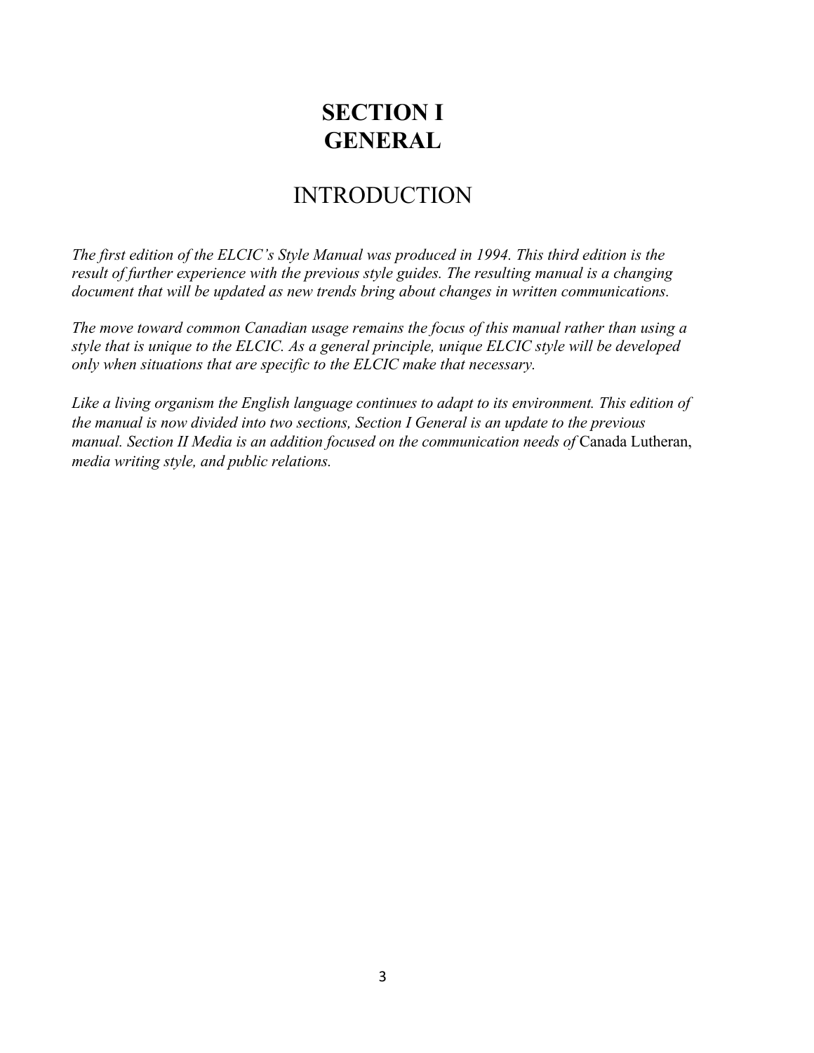# SECTION I
# GENERAL

## INTRODUCTION

*The first edition of the ELCIC's Style Manual was produced in 1994. This third edition is the result of further experience with the previous style guides. The resulting manual is a changing document that will be updated as new trends bring about changes in written communications.*

*The move toward common Canadian usage remains the focus of this manual rather than using a style that is unique to the ELCIC. As a general principle, unique ELCIC style will be developed only when situations that are specific to the ELCIC make that necessary.*

*Like a living organism the English language continues to adapt to its environment. This edition of the manual is now divided into two sections, Section I General is an update to the previous manual. Section II Media is an addition focused on the communication needs of* Canada Lutheran, *media writing style, and public relations.*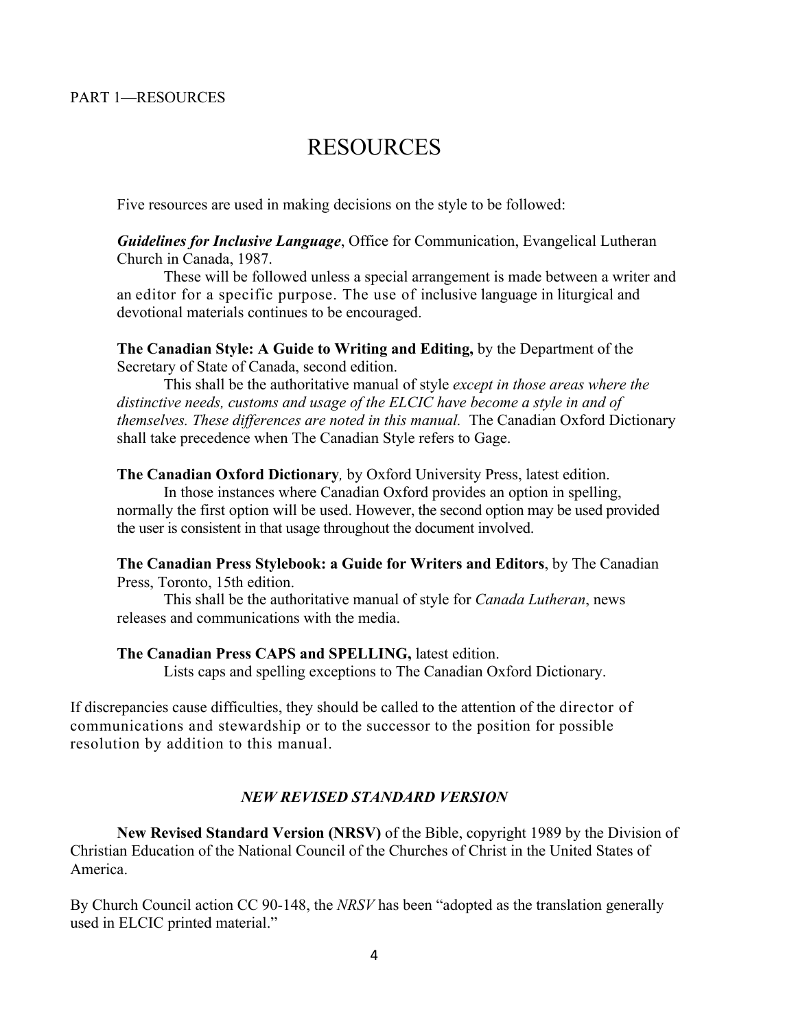PART 1—RESOURCES

# RESOURCES

Five resources are used in making decisions on the style to be followed:

***Guidelines for Inclusive Language***, Office for Communication, Evangelical Lutheran Church in Canada, 1987.

These will be followed unless a special arrangement is made between a writer and an editor for a specific purpose. The use of inclusive language in liturgical and devotional materials continues to be encouraged.

**The Canadian Style: A Guide to Writing and Editing,** by the Department of the Secretary of State of Canada, second edition.

This shall be the authoritative manual of style *except in those areas where the distinctive needs, customs and usage of the ELCIC have become a style in and of themselves. These differences are noted in this manual.* The Canadian Oxford Dictionary shall take precedence when The Canadian Style refers to Gage.

**The Canadian Oxford Dictionary***,* by Oxford University Press, latest edition.

In those instances where Canadian Oxford provides an option in spelling, normally the first option will be used. However, the second option may be used provided the user is consistent in that usage throughout the document involved.

**The Canadian Press Stylebook: a Guide for Writers and Editors**, by The Canadian Press, Toronto, 15th edition.

This shall be the authoritative manual of style for *Canada Lutheran*, news releases and communications with the media.

**The Canadian Press CAPS and SPELLING,** latest edition.

Lists caps and spelling exceptions to The Canadian Oxford Dictionary.

If discrepancies cause difficulties, they should be called to the attention of the director of communications and stewardship or to the successor to the position for possible resolution by addition to this manual.

### *NEW REVISED STANDARD VERSION*

**New Revised Standard Version (NRSV)** of the Bible, copyright 1989 by the Division of Christian Education of the National Council of the Churches of Christ in the United States of America.

By Church Council action CC 90-148, the *NRSV* has been "adopted as the translation generally used in ELCIC printed material."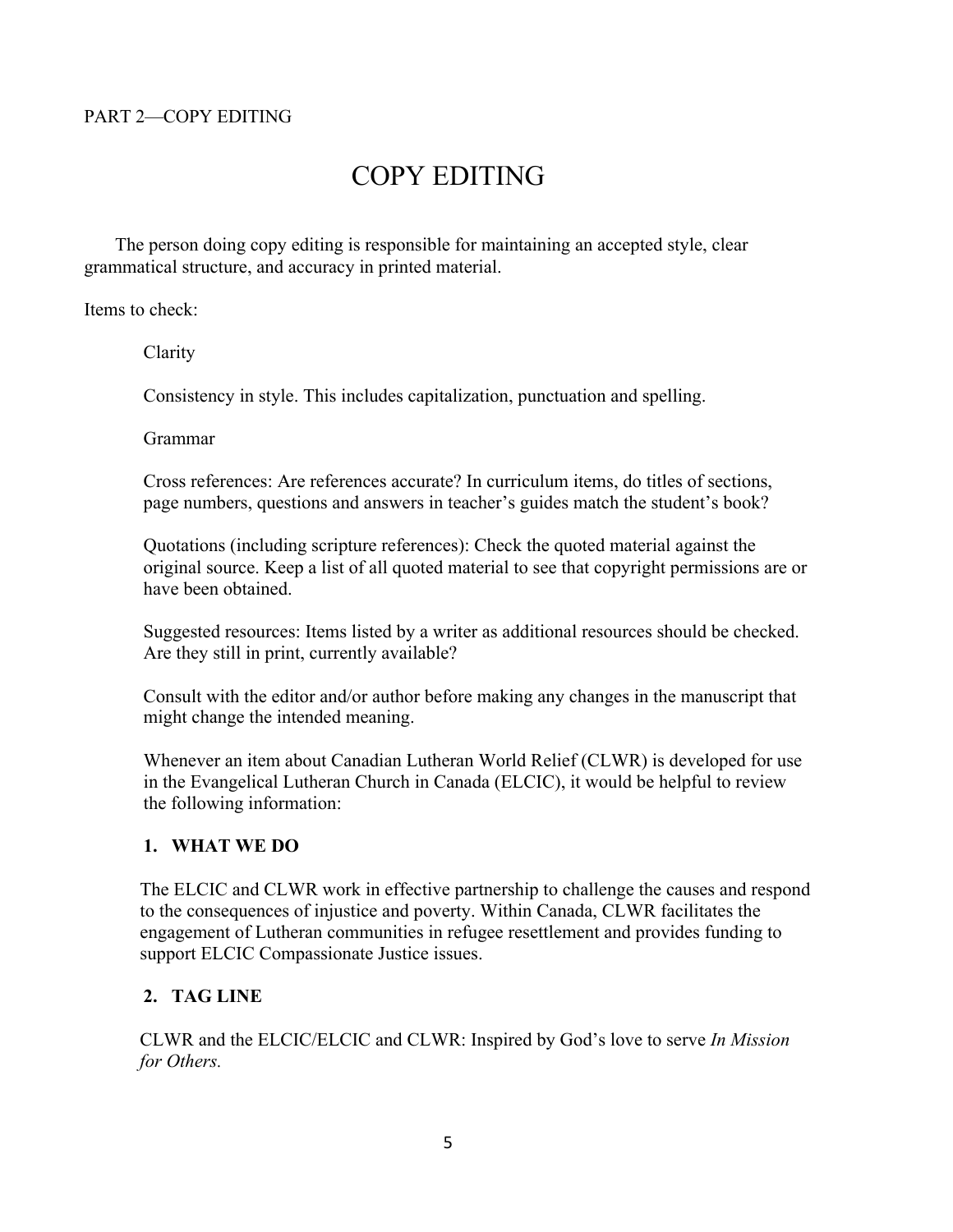PART 2—COPY EDITING

# COPY EDITING

The person doing copy editing is responsible for maintaining an accepted style, clear grammatical structure, and accuracy in printed material.

Items to check:

Clarity

Consistency in style. This includes capitalization, punctuation and spelling.

Grammar

Cross references: Are references accurate? In curriculum items, do titles of sections, page numbers, questions and answers in teacher's guides match the student's book?

Quotations (including scripture references): Check the quoted material against the original source. Keep a list of all quoted material to see that copyright permissions are or have been obtained.

Suggested resources: Items listed by a writer as additional resources should be checked. Are they still in print, currently available?

Consult with the editor and/or author before making any changes in the manuscript that might change the intended meaning.

Whenever an item about Canadian Lutheran World Relief (CLWR) is developed for use in the Evangelical Lutheran Church in Canada (ELCIC), it would be helpful to review the following information:

**1. WHAT WE DO**

The ELCIC and CLWR work in effective partnership to challenge the causes and respond to the consequences of injustice and poverty. Within Canada, CLWR facilitates the engagement of Lutheran communities in refugee resettlement and provides funding to support ELCIC Compassionate Justice issues.

**2. TAG LINE**

CLWR and the ELCIC/ELCIC and CLWR: Inspired by God's love to serve *In Mission for Others.*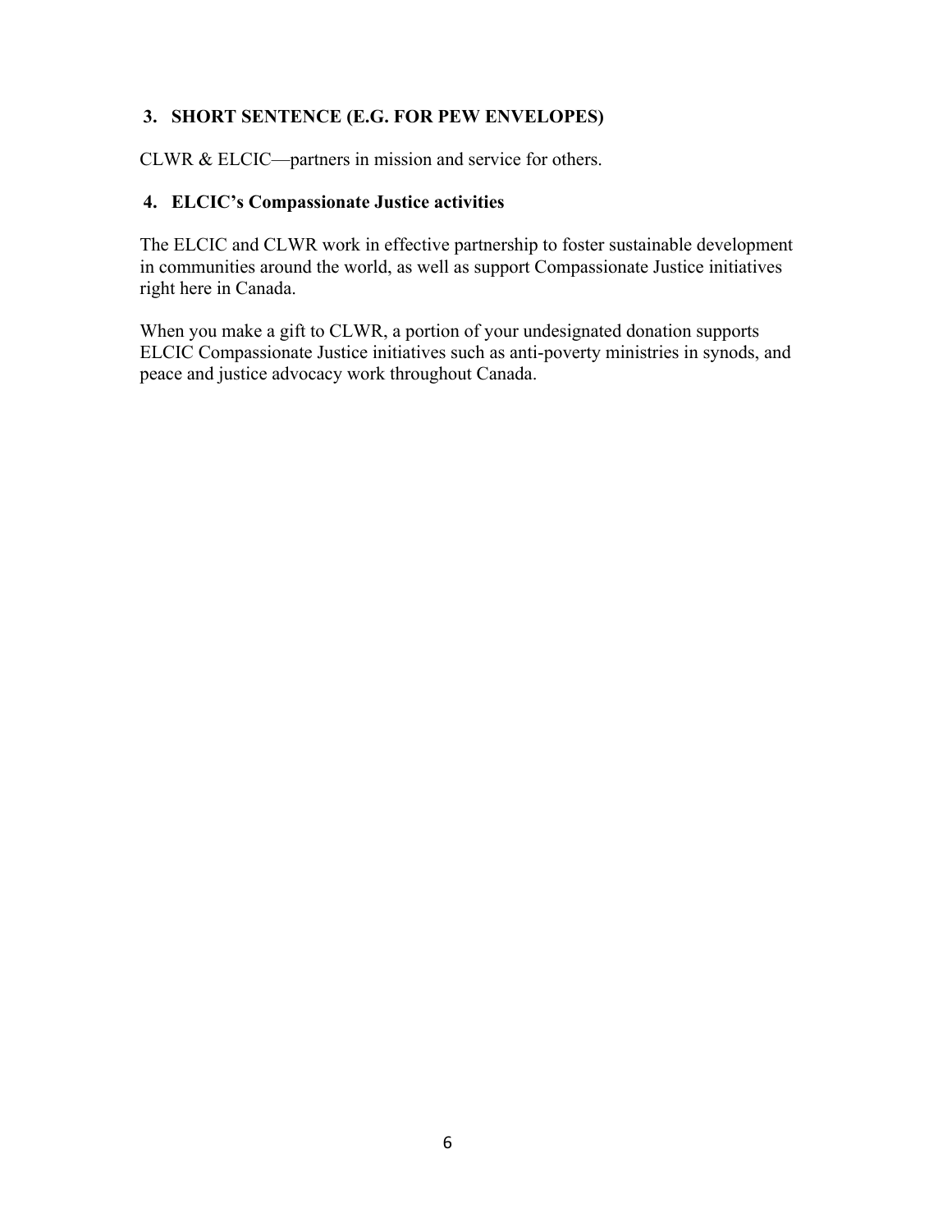### 3. SHORT SENTENCE (E.G. FOR PEW ENVELOPES)

CLWR & ELCIC—partners in mission and service for others.

### 4. ELCIC's Compassionate Justice activities

The ELCIC and CLWR work in effective partnership to foster sustainable development in communities around the world, as well as support Compassionate Justice initiatives right here in Canada.

When you make a gift to CLWR, a portion of your undesignated donation supports ELCIC Compassionate Justice initiatives such as anti-poverty ministries in synods, and peace and justice advocacy work throughout Canada.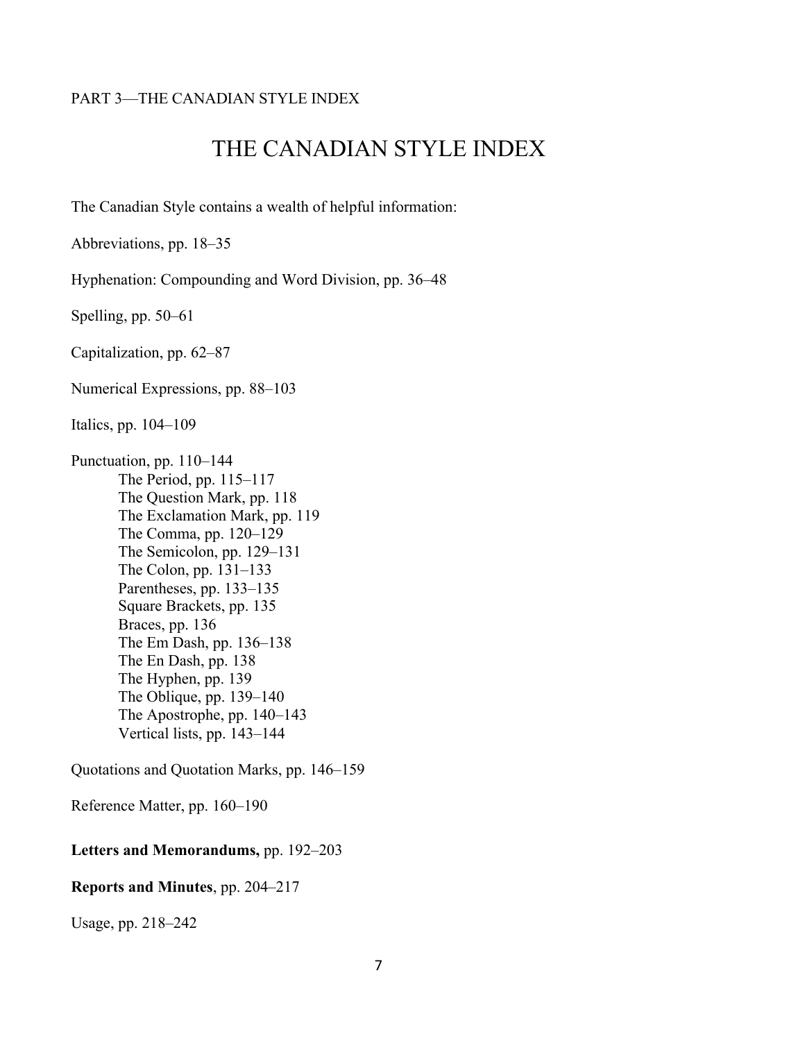PART 3—THE CANADIAN STYLE INDEX

# THE CANADIAN STYLE INDEX

The Canadian Style contains a wealth of helpful information:

Abbreviations, pp. 18–35

Hyphenation: Compounding and Word Division, pp. 36–48

Spelling, pp. 50–61

Capitalization, pp. 62–87

Numerical Expressions, pp. 88–103

Italics, pp. 104–109

Punctuation, pp. 110–144
- The Period, pp. 115–117
- The Question Mark, pp. 118
- The Exclamation Mark, pp. 119
- The Comma, pp. 120–129
- The Semicolon, pp. 129–131
- The Colon, pp. 131–133
- Parentheses, pp. 133–135
- Square Brackets, pp. 135
- Braces, pp. 136
- The Em Dash, pp. 136–138
- The En Dash, pp. 138
- The Hyphen, pp. 139
- The Oblique, pp. 139–140
- The Apostrophe, pp. 140–143
- Vertical lists, pp. 143–144

Quotations and Quotation Marks, pp. 146–159

Reference Matter, pp. 160–190

**Letters and Memorandums,** pp. 192–203

**Reports and Minutes**, pp. 204–217

Usage, pp. 218–242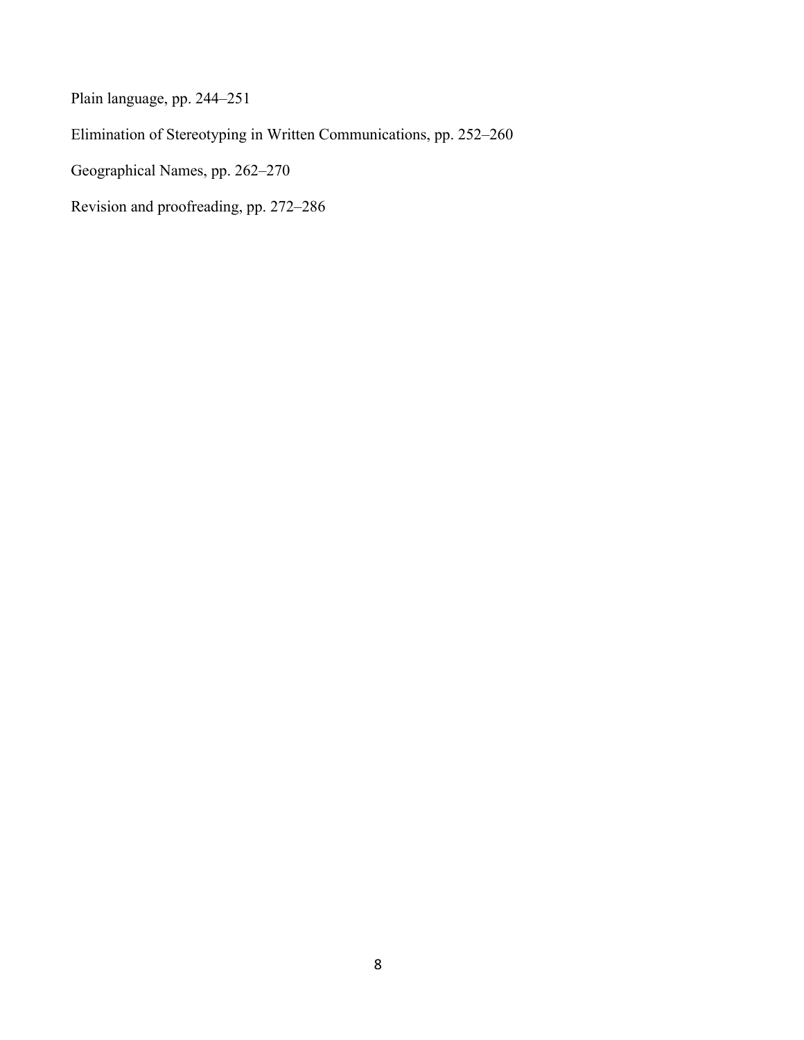Plain language, pp. 244–251

Elimination of Stereotyping in Written Communications, pp. 252–260

Geographical Names, pp. 262–270

Revision and proofreading, pp. 272–286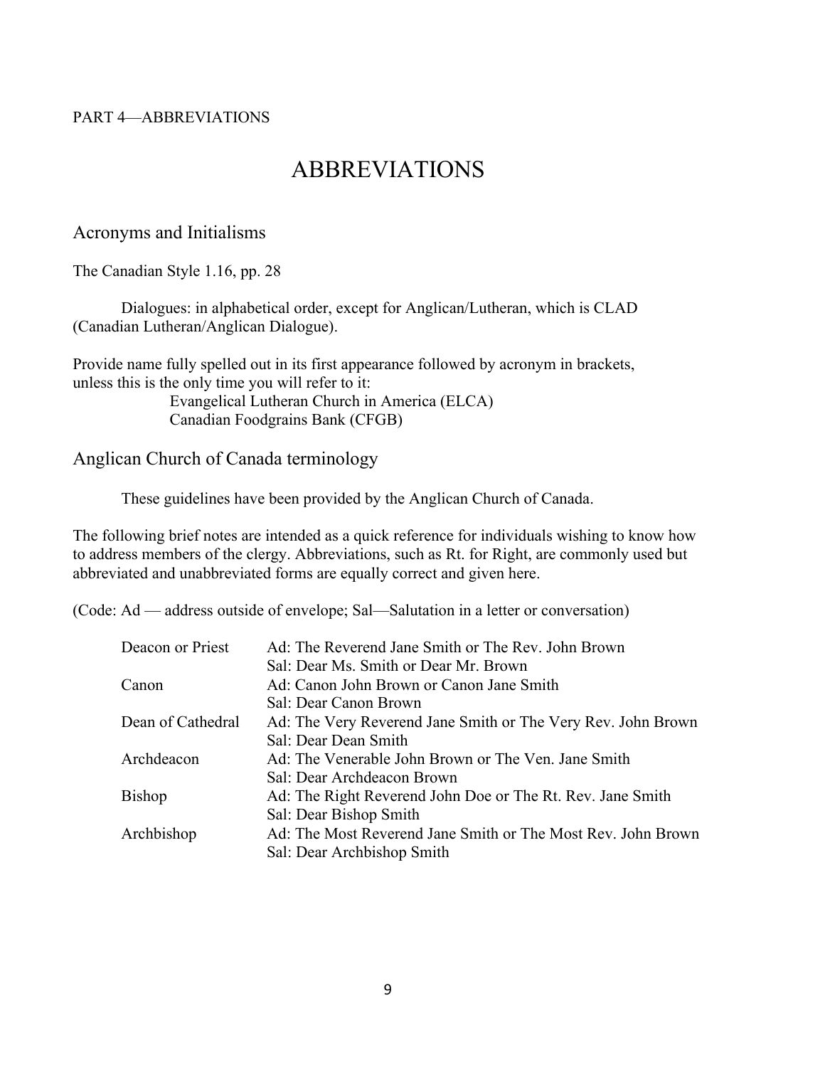PART 4—ABBREVIATIONS

# ABBREVIATIONS

## Acronyms and Initialisms

The Canadian Style 1.16, pp. 28

Dialogues: in alphabetical order, except for Anglican/Lutheran, which is CLAD (Canadian Lutheran/Anglican Dialogue).

Provide name fully spelled out in its first appearance followed by acronym in brackets, unless this is the only time you will refer to it:

Evangelical Lutheran Church in America (ELCA)
Canadian Foodgrains Bank (CFGB)

## Anglican Church of Canada terminology

These guidelines have been provided by the Anglican Church of Canada.

The following brief notes are intended as a quick reference for individuals wishing to know how to address members of the clergy. Abbreviations, such as Rt. for Right, are commonly used but abbreviated and unabbreviated forms are equally correct and given here.

(Code: Ad — address outside of envelope; Sal—Salutation in a letter or conversation)

| | |
|---|---|
| Deacon or Priest | Ad: The Reverend Jane Smith or The Rev. John Brown<br>Sal: Dear Ms. Smith or Dear Mr. Brown |
| Canon | Ad: Canon John Brown or Canon Jane Smith<br>Sal: Dear Canon Brown |
| Dean of Cathedral | Ad: The Very Reverend Jane Smith or The Very Rev. John Brown<br>Sal: Dear Dean Smith |
| Archdeacon | Ad: The Venerable John Brown or The Ven. Jane Smith<br>Sal: Dear Archdeacon Brown |
| Bishop | Ad: The Right Reverend John Doe or The Rt. Rev. Jane Smith<br>Sal: Dear Bishop Smith |
| Archbishop | Ad: The Most Reverend Jane Smith or The Most Rev. John Brown<br>Sal: Dear Archbishop Smith |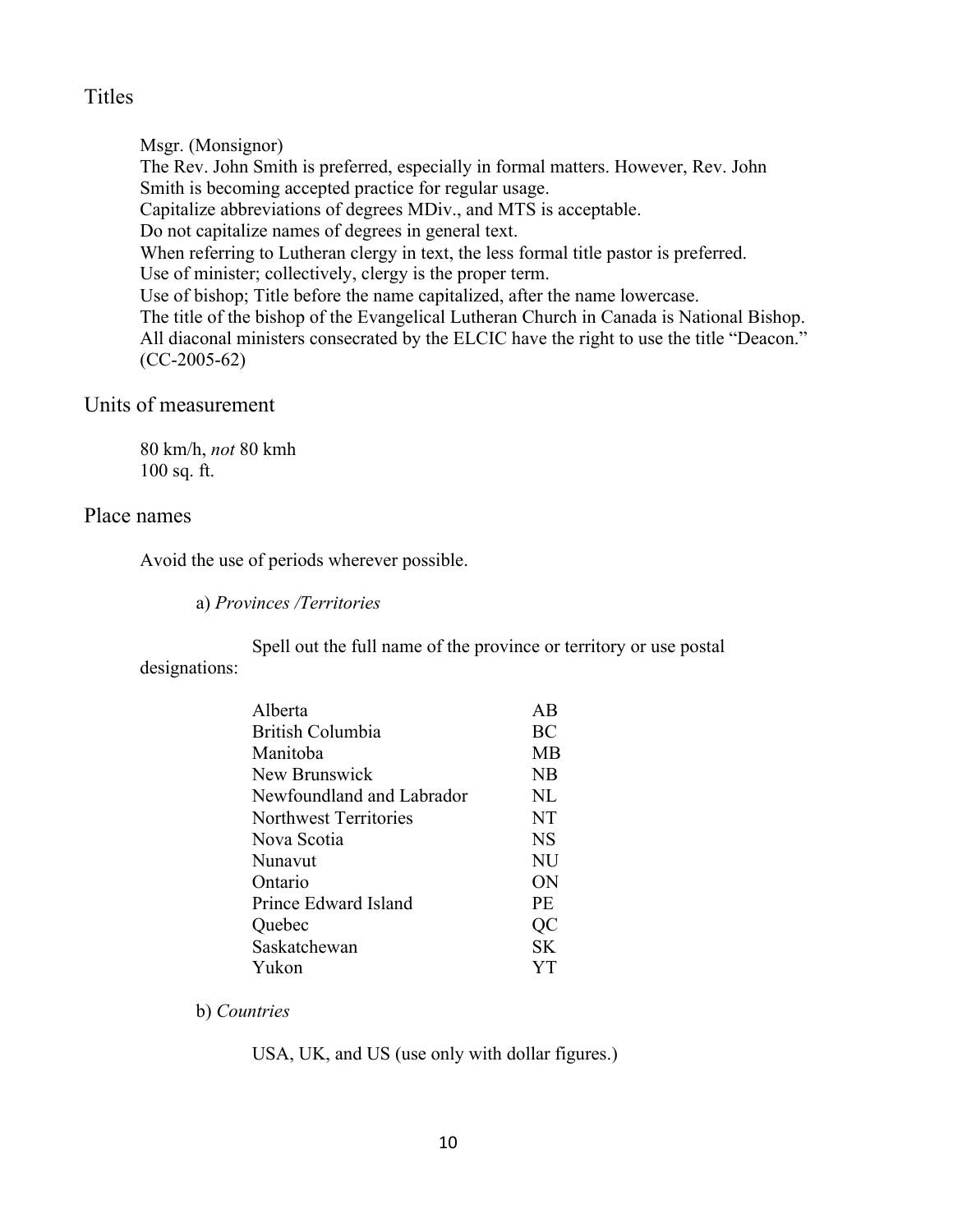## Titles

Msgr. (Monsignor)
The Rev. John Smith is preferred, especially in formal matters. However, Rev. John Smith is becoming accepted practice for regular usage.
Capitalize abbreviations of degrees MDiv., and MTS is acceptable.
Do not capitalize names of degrees in general text.
When referring to Lutheran clergy in text, the less formal title pastor is preferred.
Use of minister; collectively, clergy is the proper term.
Use of bishop; Title before the name capitalized, after the name lowercase.
The title of the bishop of the Evangelical Lutheran Church in Canada is National Bishop.
All diaconal ministers consecrated by the ELCIC have the right to use the title "Deacon." (CC-2005-62)

## Units of measurement

80 km/h, *not* 80 kmh
100 sq. ft.

## Place names

Avoid the use of periods wherever possible.

a) *Provinces /Territories*

Spell out the full name of the province or territory or use postal designations:

| | |
|---|---|
| Alberta | AB |
| British Columbia | BC |
| Manitoba | MB |
| New Brunswick | NB |
| Newfoundland and Labrador | NL |
| Northwest Territories | NT |
| Nova Scotia | NS |
| Nunavut | NU |
| Ontario | ON |
| Prince Edward Island | PE |
| Quebec | QC |
| Saskatchewan | SK |
| Yukon | YT |

b) *Countries*

USA, UK, and US (use only with dollar figures.)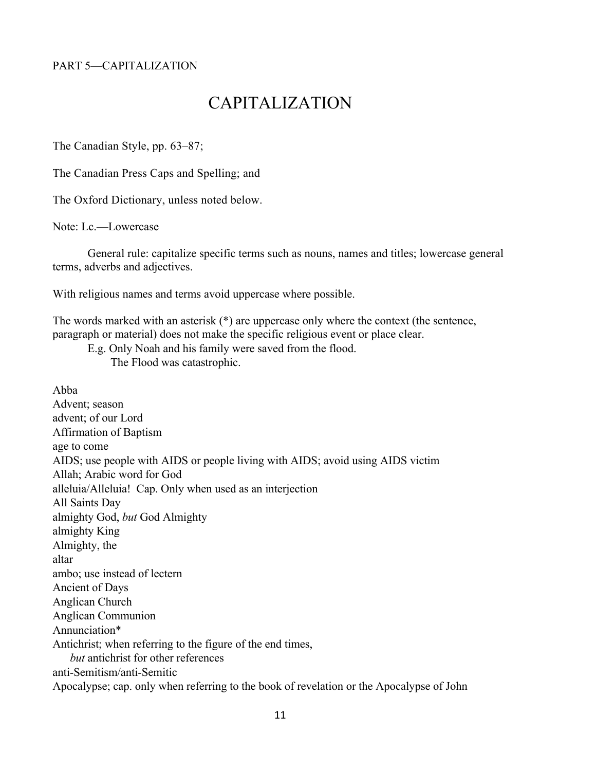PART 5—CAPITALIZATION

# CAPITALIZATION

The Canadian Style, pp. 63–87;

The Canadian Press Caps and Spelling; and

The Oxford Dictionary, unless noted below.

Note: Lc.—Lowercase

General rule: capitalize specific terms such as nouns, names and titles; lowercase general terms, adverbs and adjectives.

With religious names and terms avoid uppercase where possible.

The words marked with an asterisk (*) are uppercase only where the context (the sentence, paragraph or material) does not make the specific religious event or place clear.

E.g. Only Noah and his family were saved from the flood.
The Flood was catastrophic.

Abba
Advent; season
advent; of our Lord
Affirmation of Baptism
age to come
AIDS; use people with AIDS or people living with AIDS; avoid using AIDS victim
Allah; Arabic word for God
alleluia/Alleluia! Cap. Only when used as an interjection
All Saints Day
almighty God, *but* God Almighty
almighty King
Almighty, the
altar
ambo; use instead of lectern
Ancient of Days
Anglican Church
Anglican Communion
Annunciation*
Antichrist; when referring to the figure of the end times,
*but* antichrist for other references
anti-Semitism/anti-Semitic
Apocalypse; cap. only when referring to the book of revelation or the Apocalypse of John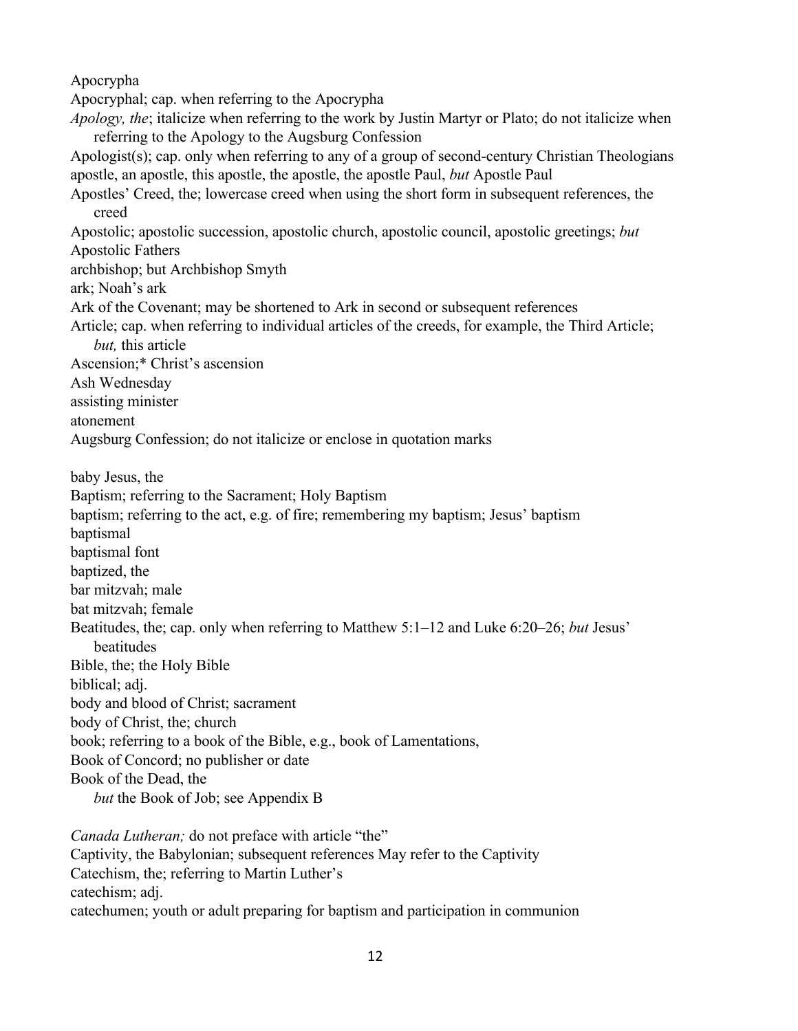Apocrypha

Apocryphal; cap. when referring to the Apocrypha

*Apology, the*; italicize when referring to the work by Justin Martyr or Plato; do not italicize when referring to the Apology to the Augsburg Confession

Apologist(s); cap. only when referring to any of a group of second-century Christian Theologians

apostle, an apostle, this apostle, the apostle, the apostle Paul, *but* Apostle Paul

Apostles' Creed, the; lowercase creed when using the short form in subsequent references, the creed

Apostolic; apostolic succession, apostolic church, apostolic council, apostolic greetings; *but* Apostolic Fathers

archbishop; but Archbishop Smyth

ark; Noah's ark

Ark of the Covenant; may be shortened to Ark in second or subsequent references

Article; cap. when referring to individual articles of the creeds, for example, the Third Article; *but,* this article

Ascension;* Christ's ascension

Ash Wednesday

assisting minister

atonement

Augsburg Confession; do not italicize or enclose in quotation marks

baby Jesus, the

Baptism; referring to the Sacrament; Holy Baptism

baptism; referring to the act, e.g. of fire; remembering my baptism; Jesus' baptism

baptismal

baptismal font

baptized, the

bar mitzvah; male

bat mitzvah; female

Beatitudes, the; cap. only when referring to Matthew 5:1–12 and Luke 6:20–26; *but* Jesus' beatitudes

Bible, the; the Holy Bible

biblical; adj.

body and blood of Christ; sacrament

body of Christ, the; church

book; referring to a book of the Bible, e.g., book of Lamentations,

Book of Concord; no publisher or date

Book of the Dead, the

*but* the Book of Job; see Appendix B

*Canada Lutheran;* do not preface with article "the"

Captivity, the Babylonian; subsequent references May refer to the Captivity

Catechism, the; referring to Martin Luther's

catechism; adj.

catechumen; youth or adult preparing for baptism and participation in communion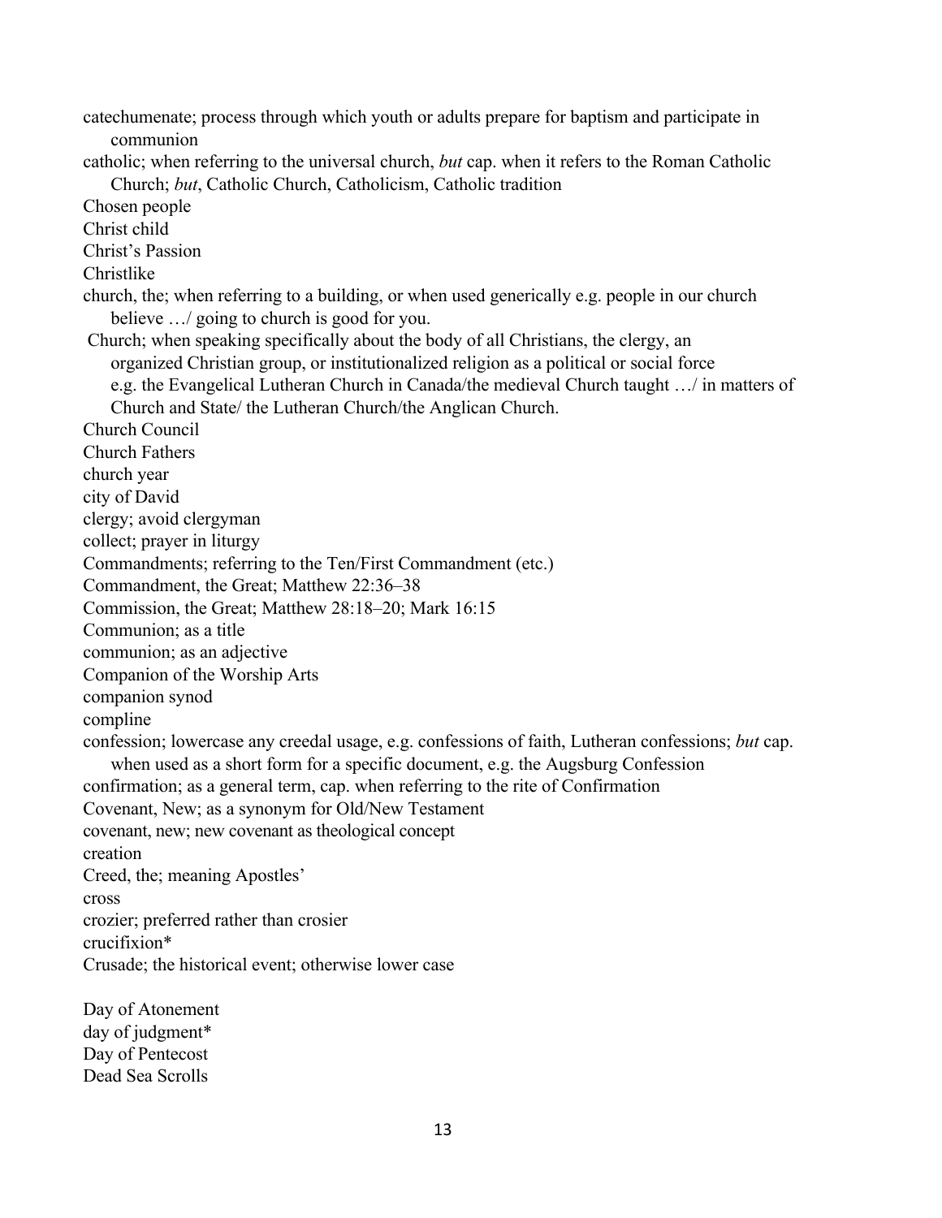catechumenate; process through which youth or adults prepare for baptism and participate in communion

catholic; when referring to the universal church, *but* cap. when it refers to the Roman Catholic Church; *but*, Catholic Church, Catholicism, Catholic tradition

Chosen people

Christ child

Christ's Passion

Christlike

church, the; when referring to a building, or when used generically e.g. people in our church believe …/ going to church is good for you.

Church; when speaking specifically about the body of all Christians, the clergy, an organized Christian group, or institutionalized religion as a political or social force e.g. the Evangelical Lutheran Church in Canada/the medieval Church taught …/ in matters of Church and State/ the Lutheran Church/the Anglican Church.

Church Council

Church Fathers

church year

city of David

clergy; avoid clergyman

collect; prayer in liturgy

Commandments; referring to the Ten/First Commandment (etc.)

Commandment, the Great; Matthew 22:36–38

Commission, the Great; Matthew 28:18–20; Mark 16:15

Communion; as a title

communion; as an adjective

Companion of the Worship Arts

companion synod

compline

confession; lowercase any creedal usage, e.g. confessions of faith, Lutheran confessions; *but* cap. when used as a short form for a specific document, e.g. the Augsburg Confession

confirmation; as a general term, cap. when referring to the rite of Confirmation

Covenant, New; as a synonym for Old/New Testament

covenant, new; new covenant as theological concept

creation

Creed, the; meaning Apostles'

cross

crozier; preferred rather than crosier

crucifixion*

Crusade; the historical event; otherwise lower case

Day of Atonement

day of judgment*

Day of Pentecost

Dead Sea Scrolls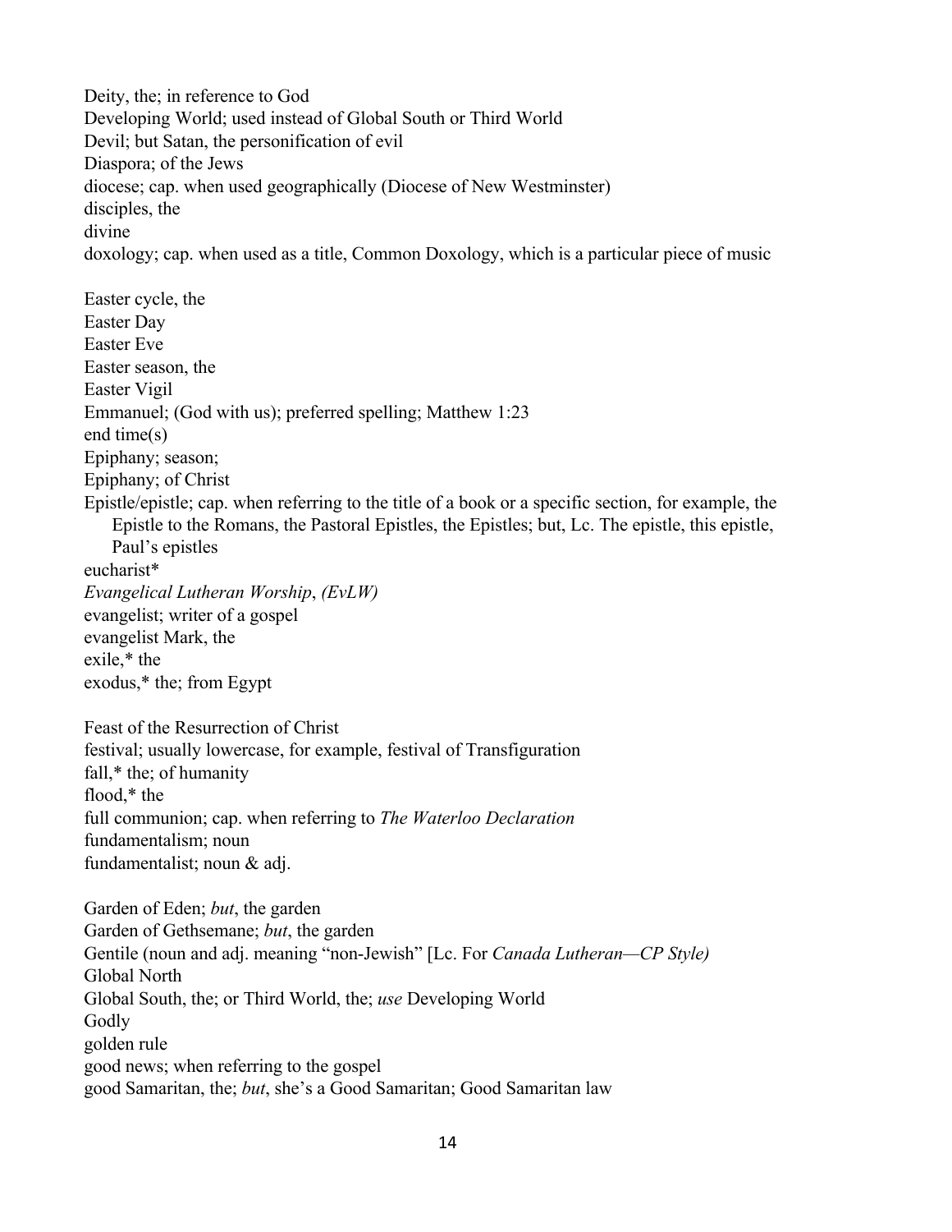Deity, the; in reference to God
Developing World; used instead of Global South or Third World
Devil; but Satan, the personification of evil
Diaspora; of the Jews
diocese; cap. when used geographically (Diocese of New Westminster)
disciples, the
divine
doxology; cap. when used as a title, Common Doxology, which is a particular piece of music

Easter cycle, the
Easter Day
Easter Eve
Easter season, the
Easter Vigil
Emmanuel; (God with us); preferred spelling; Matthew 1:23
end time(s)
Epiphany; season;
Epiphany; of Christ
Epistle/epistle; cap. when referring to the title of a book or a specific section, for example, the Epistle to the Romans, the Pastoral Epistles, the Epistles; but, Lc. The epistle, this epistle, Paul's epistles
eucharist*
*Evangelical Lutheran Worship*, *(EvLW)*
evangelist; writer of a gospel
evangelist Mark, the
exile,* the
exodus,* the; from Egypt

Feast of the Resurrection of Christ
festival; usually lowercase, for example, festival of Transfiguration
fall,* the; of humanity
flood,* the
full communion; cap. when referring to *The Waterloo Declaration*
fundamentalism; noun
fundamentalist; noun & adj.

Garden of Eden; *but*, the garden
Garden of Gethsemane; *but*, the garden
Gentile (noun and adj. meaning "non-Jewish" [Lc. For *Canada Lutheran—CP Style)*
Global North
Global South, the; or Third World, the; *use* Developing World
Godly
golden rule
good news; when referring to the gospel
good Samaritan, the; *but*, she's a Good Samaritan; Good Samaritan law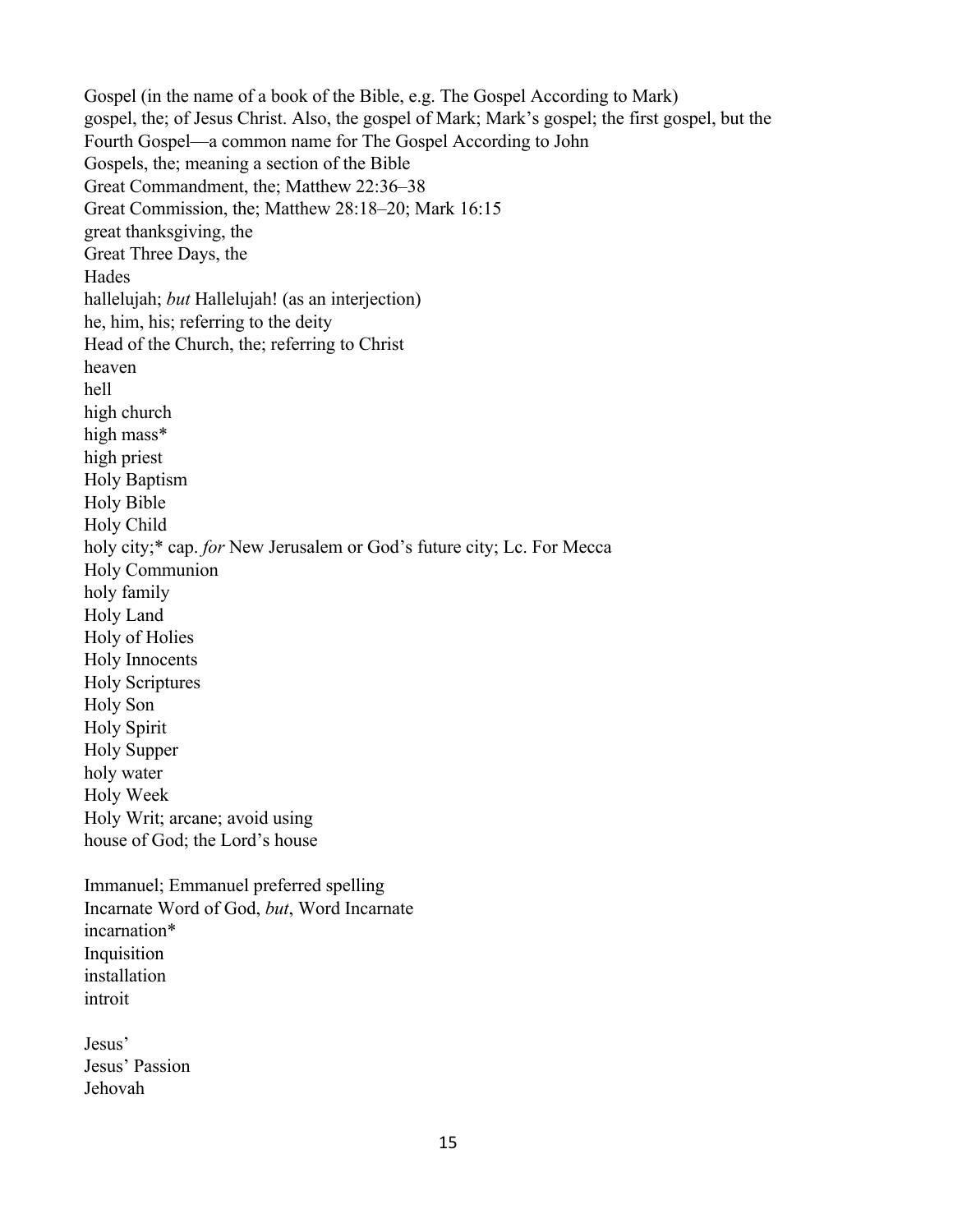Gospel (in the name of a book of the Bible, e.g. The Gospel According to Mark)
gospel, the; of Jesus Christ. Also, the gospel of Mark; Mark's gospel; the first gospel, but the Fourth Gospel—a common name for The Gospel According to John
Gospels, the; meaning a section of the Bible
Great Commandment, the; Matthew 22:36–38
Great Commission, the; Matthew 28:18–20; Mark 16:15
great thanksgiving, the
Great Three Days, the
Hades
hallelujah; *but* Hallelujah! (as an interjection)
he, him, his; referring to the deity
Head of the Church, the; referring to Christ
heaven
hell
high church
high mass*
high priest
Holy Baptism
Holy Bible
Holy Child
holy city;* cap. *for* New Jerusalem or God's future city; Lc. For Mecca
Holy Communion
holy family
Holy Land
Holy of Holies
Holy Innocents
Holy Scriptures
Holy Son
Holy Spirit
Holy Supper
holy water
Holy Week
Holy Writ; arcane; avoid using
house of God; the Lord's house

Immanuel; Emmanuel preferred spelling
Incarnate Word of God, *but*, Word Incarnate
incarnation*
Inquisition
installation
introit

Jesus'
Jesus' Passion
Jehovah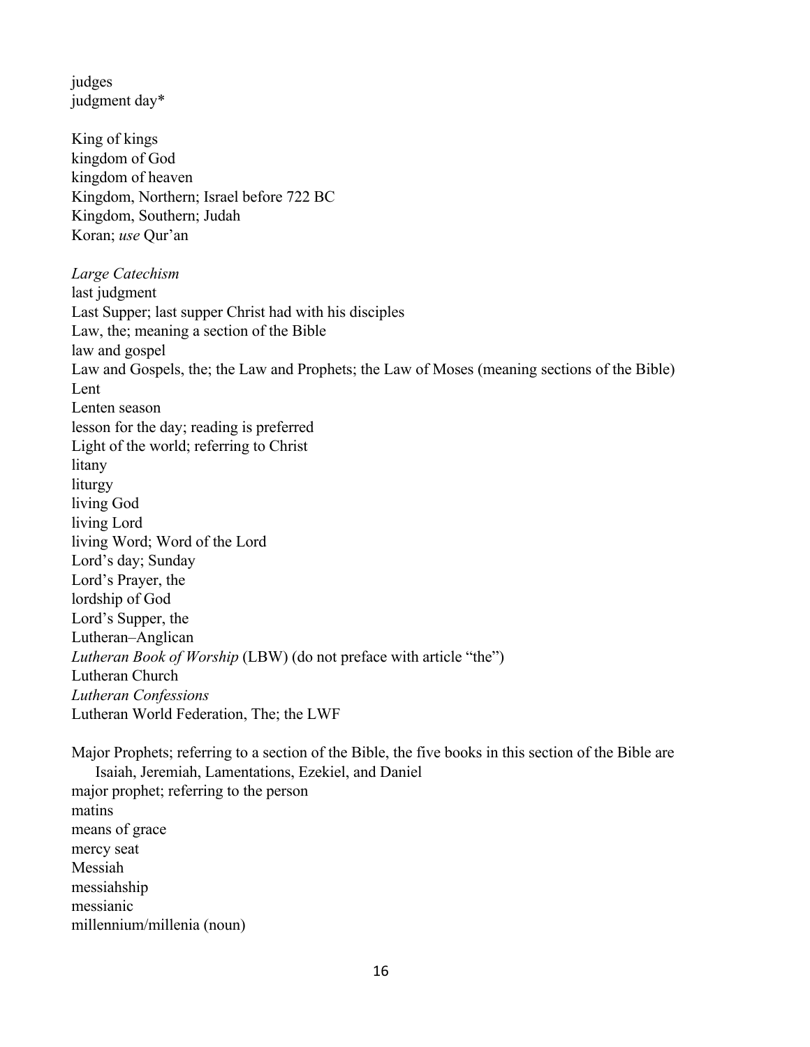judges
judgment day*

King of kings
kingdom of God
kingdom of heaven
Kingdom, Northern; Israel before 722 BC
Kingdom, Southern; Judah
Koran; *use* Qur'an

*Large Catechism*
last judgment
Last Supper; last supper Christ had with his disciples
Law, the; meaning a section of the Bible
law and gospel
Law and Gospels, the; the Law and Prophets; the Law of Moses (meaning sections of the Bible)
Lent
Lenten season
lesson for the day; reading is preferred
Light of the world; referring to Christ
litany
liturgy
living God
living Lord
living Word; Word of the Lord
Lord's day; Sunday
Lord's Prayer, the
lordship of God
Lord's Supper, the
Lutheran–Anglican
*Lutheran Book of Worship* (LBW) (do not preface with article "the")
Lutheran Church
*Lutheran Confessions*
Lutheran World Federation, The; the LWF

Major Prophets; referring to a section of the Bible, the five books in this section of the Bible are Isaiah, Jeremiah, Lamentations, Ezekiel, and Daniel
major prophet; referring to the person
matins
means of grace
mercy seat
Messiah
messiahship
messianic
millennium/millenia (noun)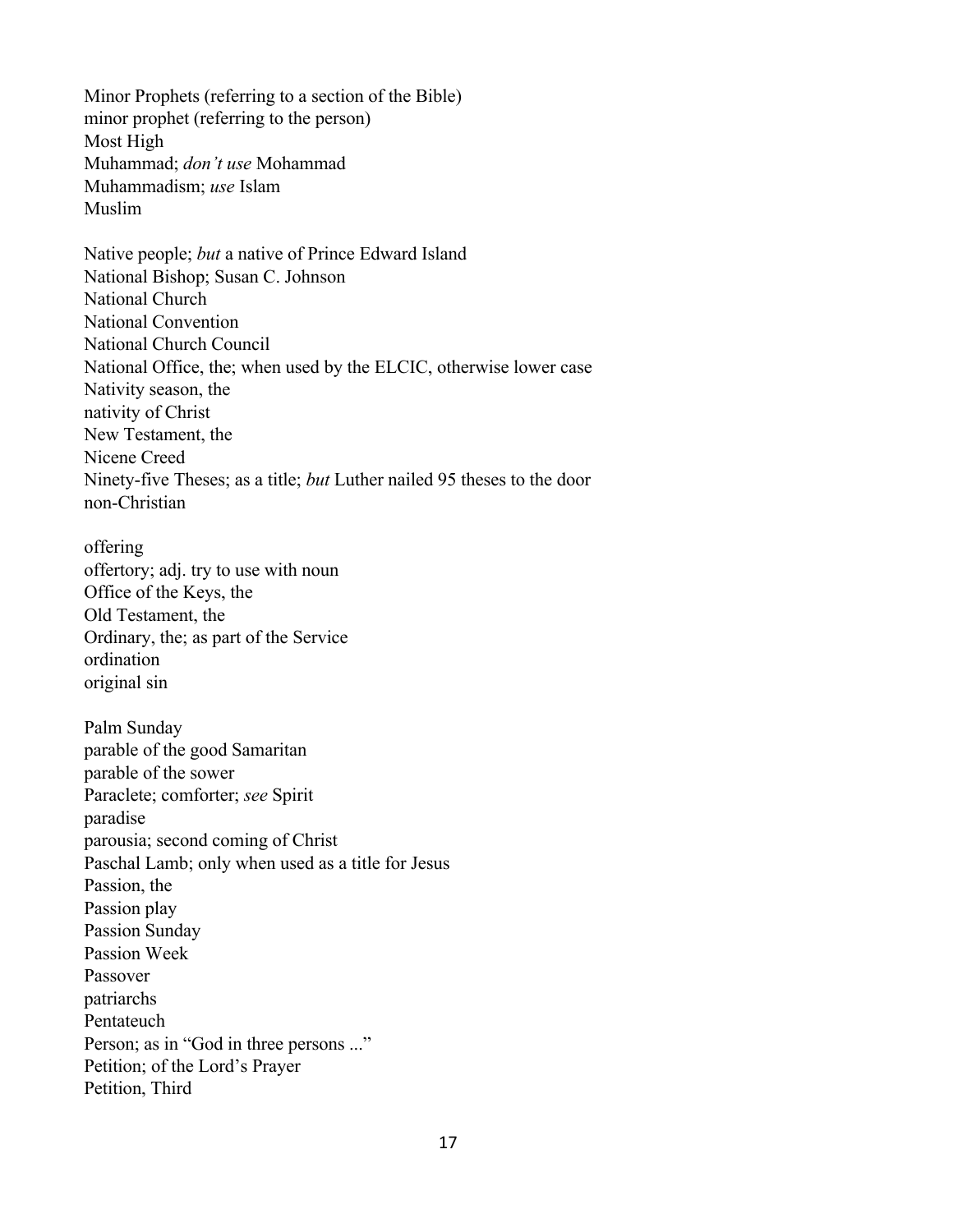Minor Prophets (referring to a section of the Bible)
minor prophet (referring to the person)
Most High
Muhammad; *don't use* Mohammad
Muhammadism; *use* Islam
Muslim

Native people; *but* a native of Prince Edward Island
National Bishop; Susan C. Johnson
National Church
National Convention
National Church Council
National Office, the; when used by the ELCIC, otherwise lower case
Nativity season, the
nativity of Christ
New Testament, the
Nicene Creed
Ninety-five Theses; as a title; *but* Luther nailed 95 theses to the door
non-Christian

offering
offertory; adj. try to use with noun
Office of the Keys, the
Old Testament, the
Ordinary, the; as part of the Service
ordination
original sin

Palm Sunday
parable of the good Samaritan
parable of the sower
Paraclete; comforter; *see* Spirit
paradise
parousia; second coming of Christ
Paschal Lamb; only when used as a title for Jesus
Passion, the
Passion play
Passion Sunday
Passion Week
Passover
patriarchs
Pentateuch
Person; as in "God in three persons ..."
Petition; of the Lord's Prayer
Petition, Third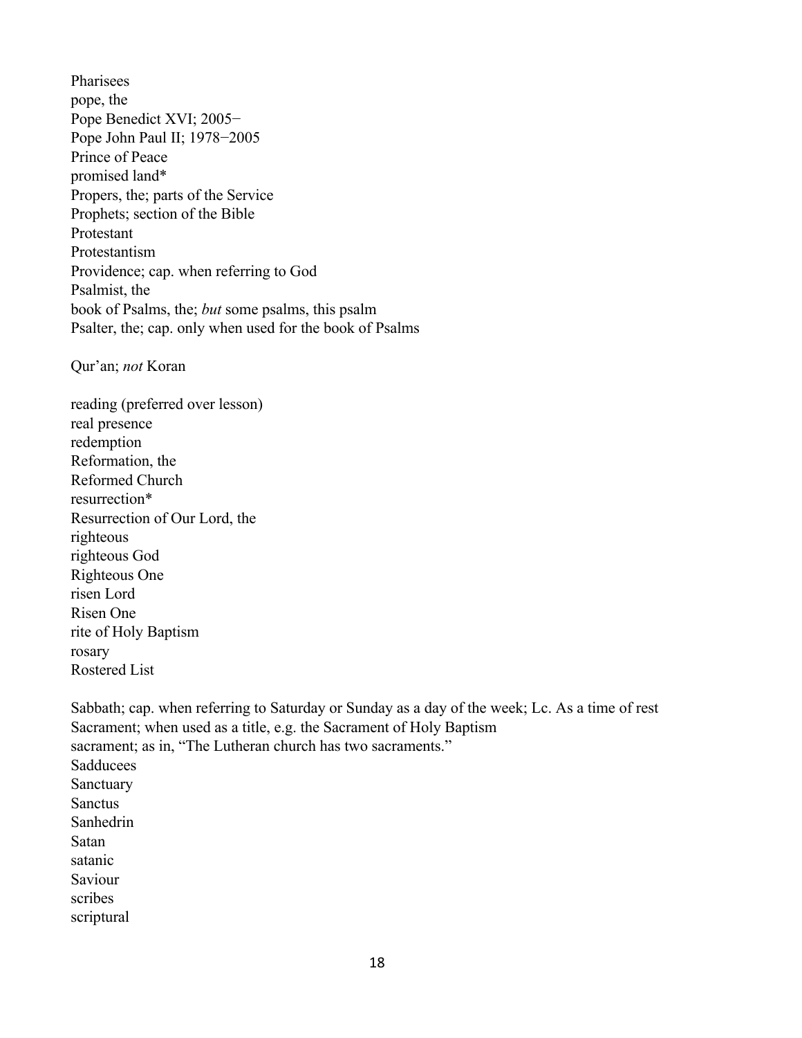Pharisees
pope, the
Pope Benedict XVI; 2005−
Pope John Paul II; 1978−2005
Prince of Peace
promised land*
Propers, the; parts of the Service
Prophets; section of the Bible
Protestant
Protestantism
Providence; cap. when referring to God
Psalmist, the
book of Psalms, the; *but* some psalms, this psalm
Psalter, the; cap. only when used for the book of Psalms

Qur'an; *not* Koran

reading (preferred over lesson)
real presence
redemption
Reformation, the
Reformed Church
resurrection*
Resurrection of Our Lord, the
righteous
righteous God
Righteous One
risen Lord
Risen One
rite of Holy Baptism
rosary
Rostered List

Sabbath; cap. when referring to Saturday or Sunday as a day of the week; Lc. As a time of rest
Sacrament; when used as a title, e.g. the Sacrament of Holy Baptism
sacrament; as in, "The Lutheran church has two sacraments."
Sadducees
Sanctuary
Sanctus
Sanhedrin
Satan
satanic
Saviour
scribes
scriptural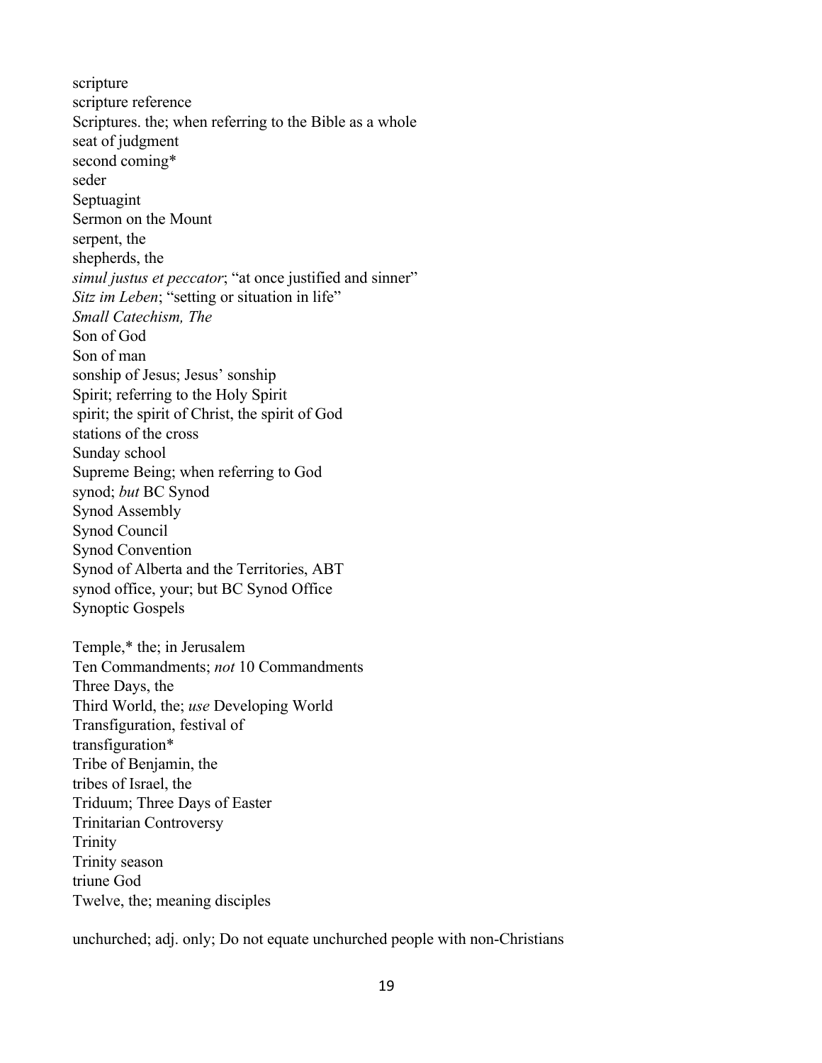scripture
scripture reference
Scriptures. the; when referring to the Bible as a whole
seat of judgment
second coming*
seder
Septuagint
Sermon on the Mount
serpent, the
shepherds, the
*simul justus et peccator*; "at once justified and sinner"
*Sitz im Leben*; "setting or situation in life"
*Small Catechism, The*
Son of God
Son of man
sonship of Jesus; Jesus' sonship
Spirit; referring to the Holy Spirit
spirit; the spirit of Christ, the spirit of God
stations of the cross
Sunday school
Supreme Being; when referring to God
synod; *but* BC Synod
Synod Assembly
Synod Council
Synod Convention
Synod of Alberta and the Territories, ABT
synod office, your; but BC Synod Office
Synoptic Gospels

Temple,* the; in Jerusalem
Ten Commandments; *not* 10 Commandments
Three Days, the
Third World, the; *use* Developing World
Transfiguration, festival of
transfiguration*
Tribe of Benjamin, the
tribes of Israel, the
Triduum; Three Days of Easter
Trinitarian Controversy
Trinity
Trinity season
triune God
Twelve, the; meaning disciples

unchurched; adj. only; Do not equate unchurched people with non-Christians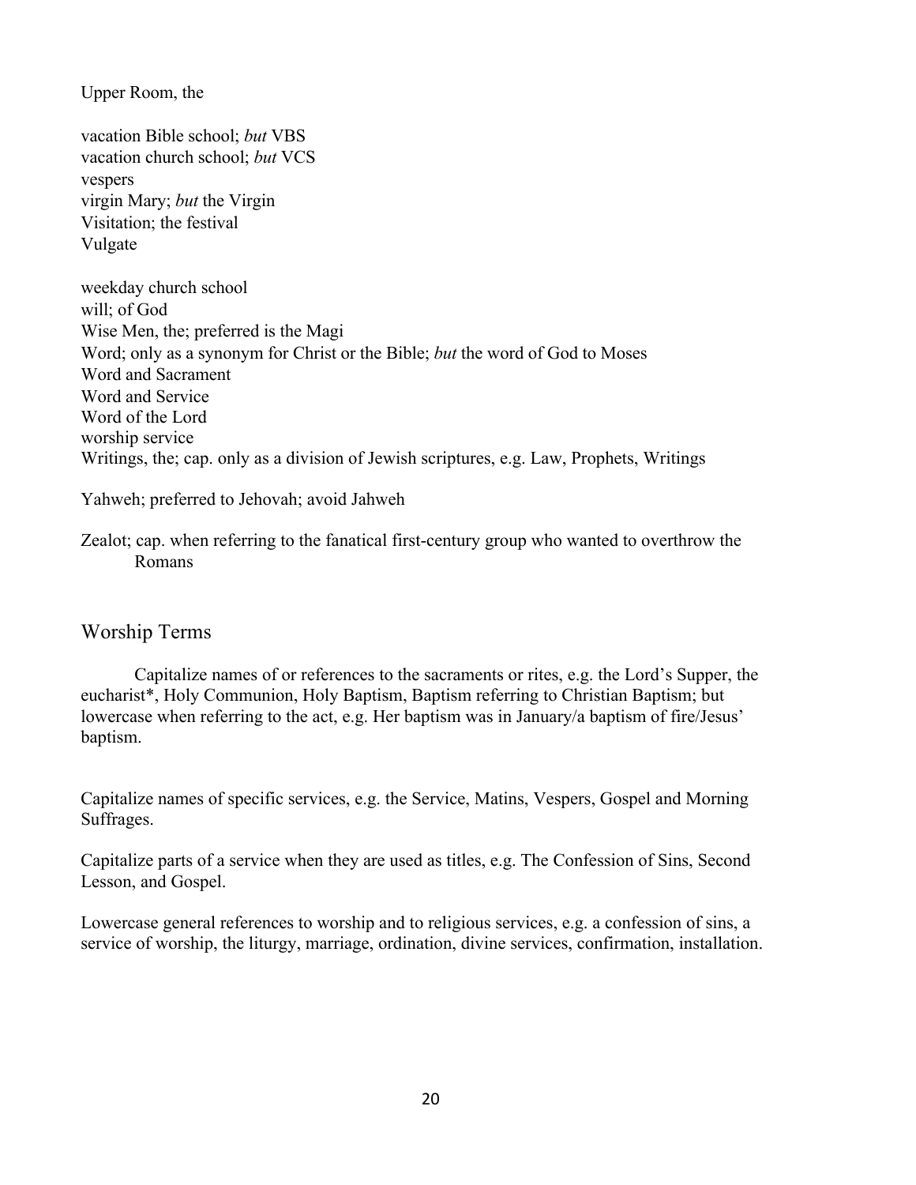Upper Room, the

vacation Bible school; *but* VBS
vacation church school; *but* VCS
vespers
virgin Mary; *but* the Virgin
Visitation; the festival
Vulgate

weekday church school
will; of God
Wise Men, the; preferred is the Magi
Word; only as a synonym for Christ or the Bible; *but* the word of God to Moses
Word and Sacrament
Word and Service
Word of the Lord
worship service
Writings, the; cap. only as a division of Jewish scriptures, e.g. Law, Prophets, Writings

Yahweh; preferred to Jehovah; avoid Jahweh

Zealot; cap. when referring to the fanatical first-century group who wanted to overthrow the Romans

## Worship Terms

Capitalize names of or references to the sacraments or rites, e.g. the Lord's Supper, the eucharist*, Holy Communion, Holy Baptism, Baptism referring to Christian Baptism; but lowercase when referring to the act, e.g. Her baptism was in January/a baptism of fire/Jesus' baptism.

Capitalize names of specific services, e.g. the Service, Matins, Vespers, Gospel and Morning Suffrages.

Capitalize parts of a service when they are used as titles, e.g. The Confession of Sins, Second Lesson, and Gospel.

Lowercase general references to worship and to religious services, e.g. a confession of sins, a service of worship, the liturgy, marriage, ordination, divine services, confirmation, installation.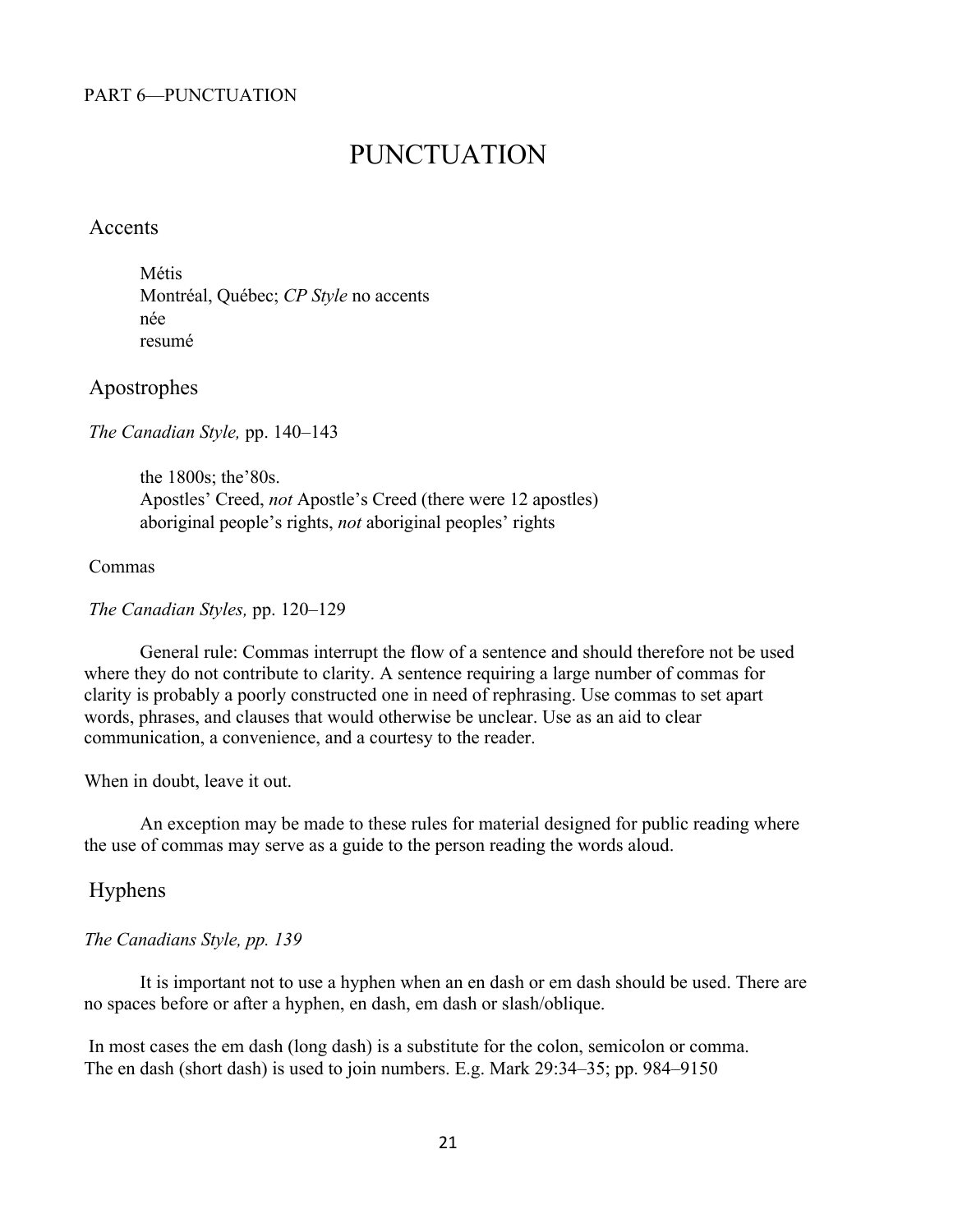PART 6—PUNCTUATION

# PUNCTUATION

## Accents

Métis
Montréal, Québec; *CP Style* no accents
née
resumé

## Apostrophes

*The Canadian Style,* pp. 140–143

the 1800s; the'80s.
Apostles' Creed, *not* Apostle's Creed (there were 12 apostles)
aboriginal people's rights, *not* aboriginal peoples' rights

## Commas

*The Canadian Styles,* pp. 120–129

General rule: Commas interrupt the flow of a sentence and should therefore not be used where they do not contribute to clarity. A sentence requiring a large number of commas for clarity is probably a poorly constructed one in need of rephrasing. Use commas to set apart words, phrases, and clauses that would otherwise be unclear. Use as an aid to clear communication, a convenience, and a courtesy to the reader.

When in doubt, leave it out.

An exception may be made to these rules for material designed for public reading where the use of commas may serve as a guide to the person reading the words aloud.

## Hyphens

*The Canadians Style, pp. 139*

It is important not to use a hyphen when an en dash or em dash should be used. There are no spaces before or after a hyphen, en dash, em dash or slash/oblique.

In most cases the em dash (long dash) is a substitute for the colon, semicolon or comma. The en dash (short dash) is used to join numbers. E.g. Mark 29:34–35; pp. 984–9150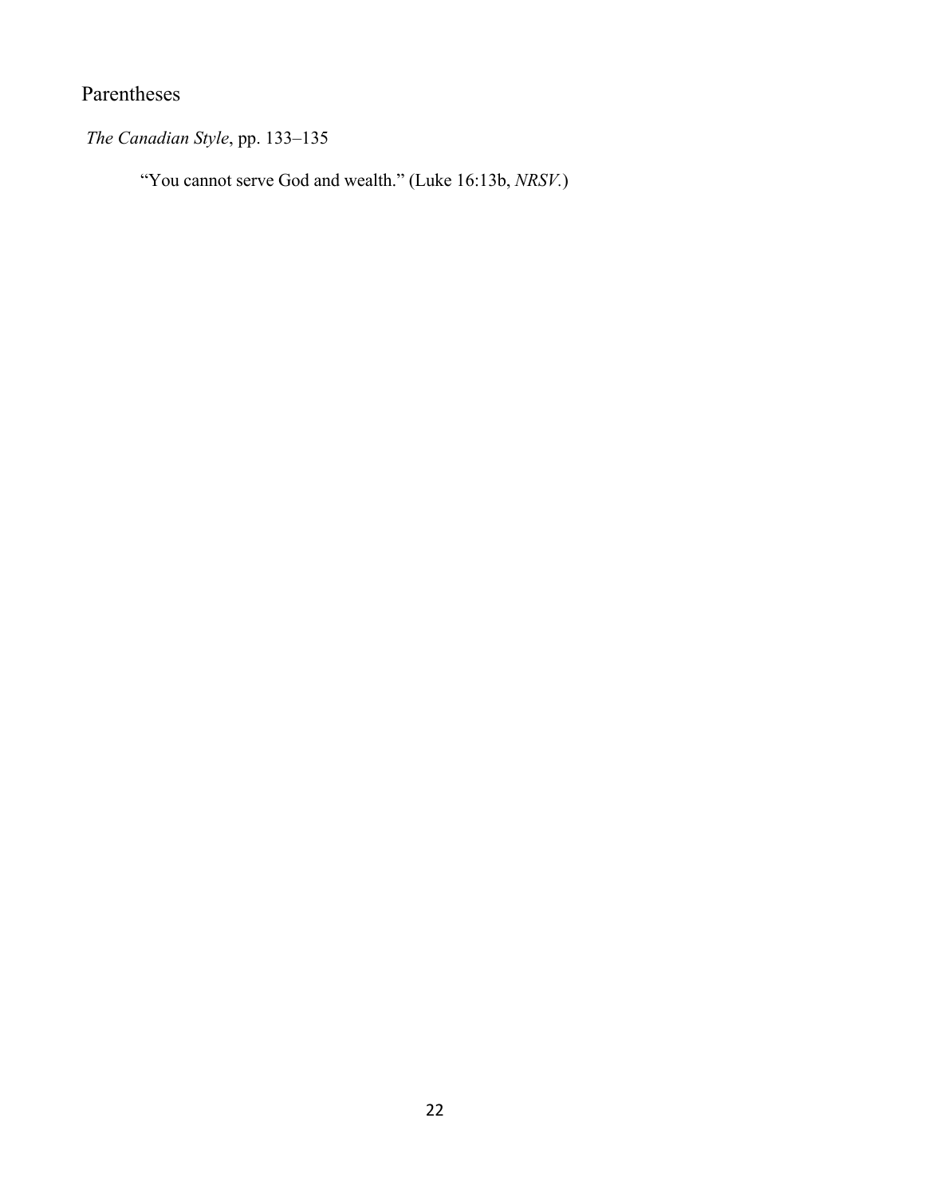## Parentheses

*The Canadian Style*, pp. 133–135

> "You cannot serve God and wealth." (Luke 16:13b, *NRSV*.)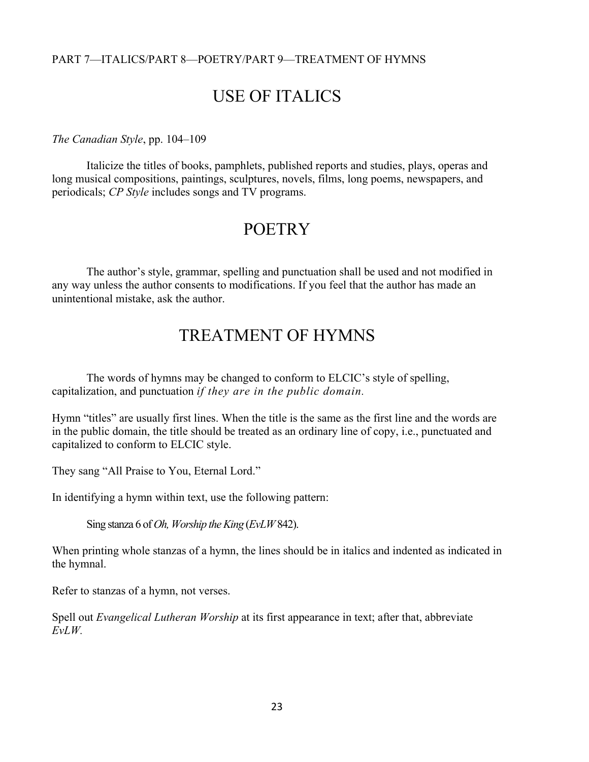# USE OF ITALICS

*The Canadian Style*, pp. 104–109

Italicize the titles of books, pamphlets, published reports and studies, plays, operas and long musical compositions, paintings, sculptures, novels, films, long poems, newspapers, and periodicals; *CP Style* includes songs and TV programs.

# POETRY

The author's style, grammar, spelling and punctuation shall be used and not modified in any way unless the author consents to modifications. If you feel that the author has made an unintentional mistake, ask the author.

# TREATMENT OF HYMNS

The words of hymns may be changed to conform to ELCIC's style of spelling, capitalization, and punctuation *if they are in the public domain.*

Hymn "titles" are usually first lines. When the title is the same as the first line and the words are in the public domain, the title should be treated as an ordinary line of copy, i.e., punctuated and capitalized to conform to ELCIC style.

They sang "All Praise to You, Eternal Lord."

In identifying a hymn within text, use the following pattern:

> Sing stanza 6 of *Oh, Worship the King* (*EvLW* 842).

When printing whole stanzas of a hymn, the lines should be in italics and indented as indicated in the hymnal.

Refer to stanzas of a hymn, not verses.

Spell out *Evangelical Lutheran Worship* at its first appearance in text; after that, abbreviate *EvLW*.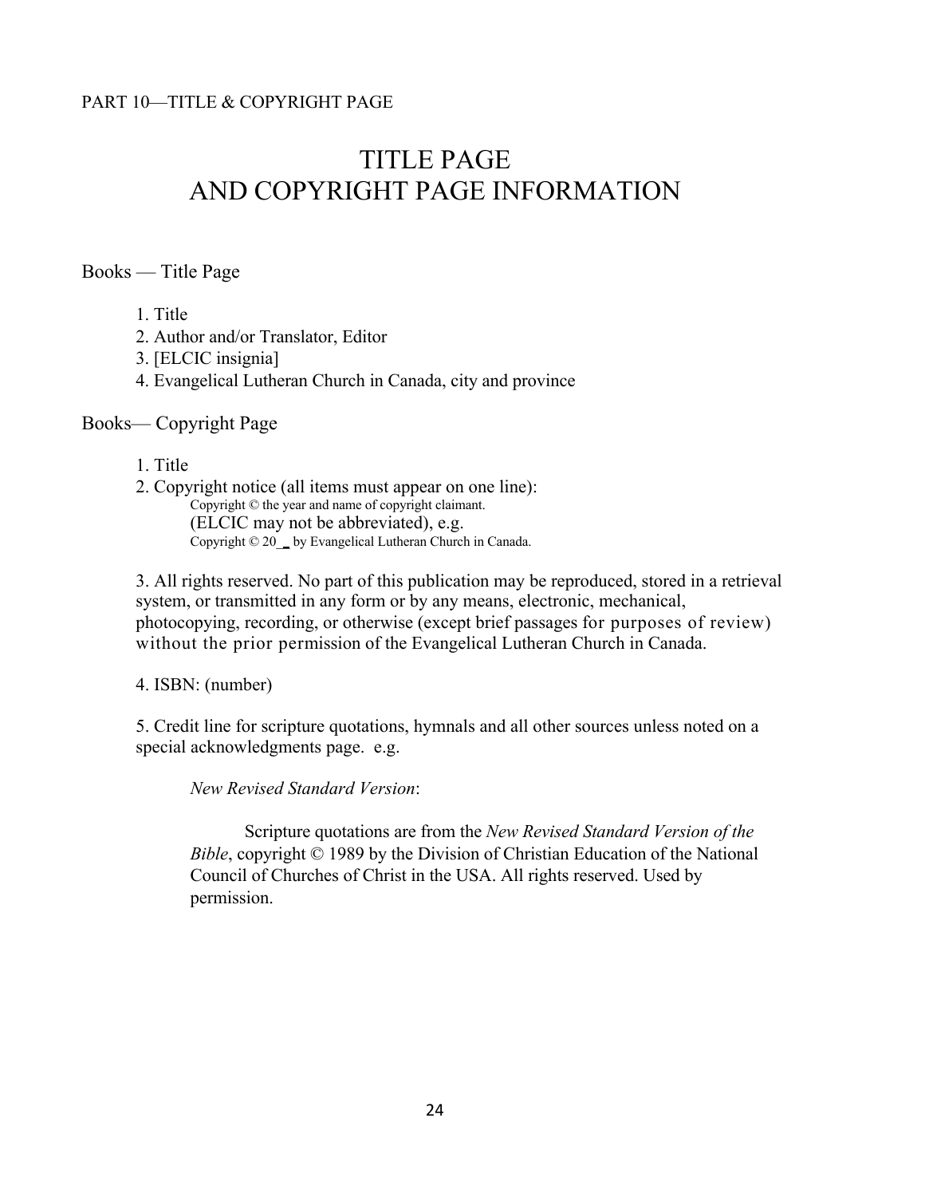PART 10—TITLE & COPYRIGHT PAGE

# TITLE PAGE
# AND COPYRIGHT PAGE INFORMATION

## Books — Title Page

1. Title
2. Author and/or Translator, Editor
3. [ELCIC insignia]
4. Evangelical Lutheran Church in Canada, city and province

## Books— Copyright Page

1. Title
2. Copyright notice (all items must appear on one line):
   Copyright © the year and name of copyright claimant.
   (ELCIC may not be abbreviated), e.g.
   Copyright © 20_ by Evangelical Lutheran Church in Canada.

3. All rights reserved. No part of this publication may be reproduced, stored in a retrieval system, or transmitted in any form or by any means, electronic, mechanical, photocopying, recording, or otherwise (except brief passages for purposes of review) without the prior permission of the Evangelical Lutheran Church in Canada.

4. ISBN: (number)

5. Credit line for scripture quotations, hymnals and all other sources unless noted on a special acknowledgments page. e.g.

   *New Revised Standard Version*:

   Scripture quotations are from the *New Revised Standard Version of the Bible*, copyright © 1989 by the Division of Christian Education of the National Council of Churches of Christ in the USA. All rights reserved. Used by permission.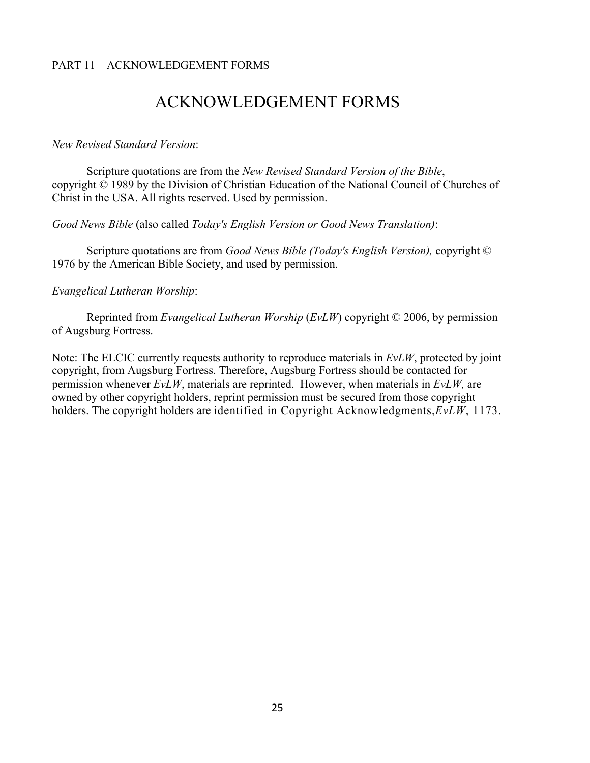PART 11—ACKNOWLEDGEMENT FORMS

# ACKNOWLEDGEMENT FORMS

*New Revised Standard Version*:

Scripture quotations are from the *New Revised Standard Version of the Bible*, copyright © 1989 by the Division of Christian Education of the National Council of Churches of Christ in the USA. All rights reserved. Used by permission.

*Good News Bible* (also called *Today's English Version or Good News Translation)*:

Scripture quotations are from *Good News Bible (Today's English Version),* copyright © 1976 by the American Bible Society, and used by permission.

*Evangelical Lutheran Worship*:

Reprinted from *Evangelical Lutheran Worship* (*EvLW*) copyright © 2006, by permission of Augsburg Fortress.

Note: The ELCIC currently requests authority to reproduce materials in *EvLW*, protected by joint copyright, from Augsburg Fortress. Therefore, Augsburg Fortress should be contacted for permission whenever *EvLW*, materials are reprinted. However, when materials in *EvLW,* are owned by other copyright holders, reprint permission must be secured from those copyright holders. The copyright holders are identified in Copyright Acknowledgments,*EvLW*, 1173.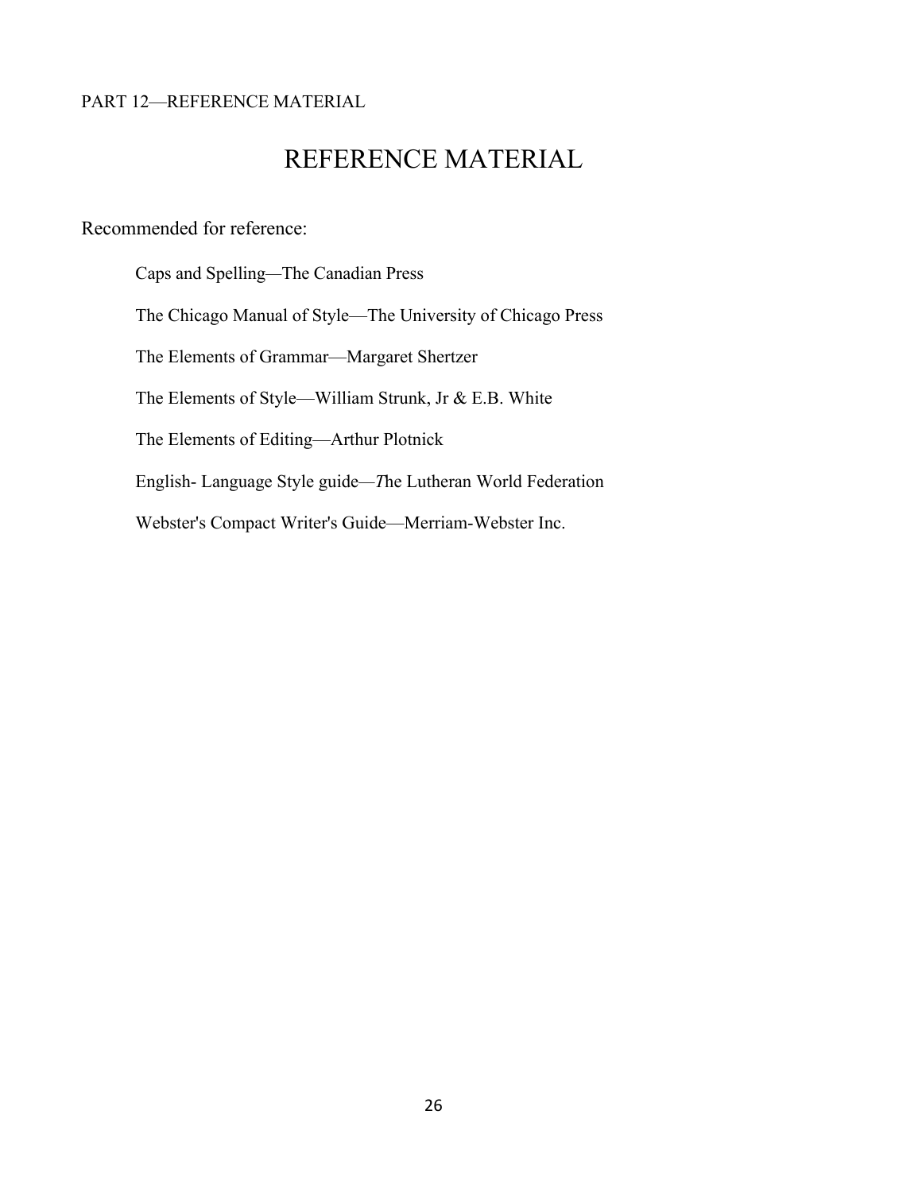PART 12—REFERENCE MATERIAL

# REFERENCE MATERIAL

Recommended for reference:

Caps and Spelling—The Canadian Press

The Chicago Manual of Style—The University of Chicago Press

The Elements of Grammar—Margaret Shertzer

The Elements of Style—William Strunk, Jr & E.B. White

The Elements of Editing—Arthur Plotnick

English- Language Style guide—*T*he Lutheran World Federation

Webster's Compact Writer's Guide—Merriam-Webster Inc.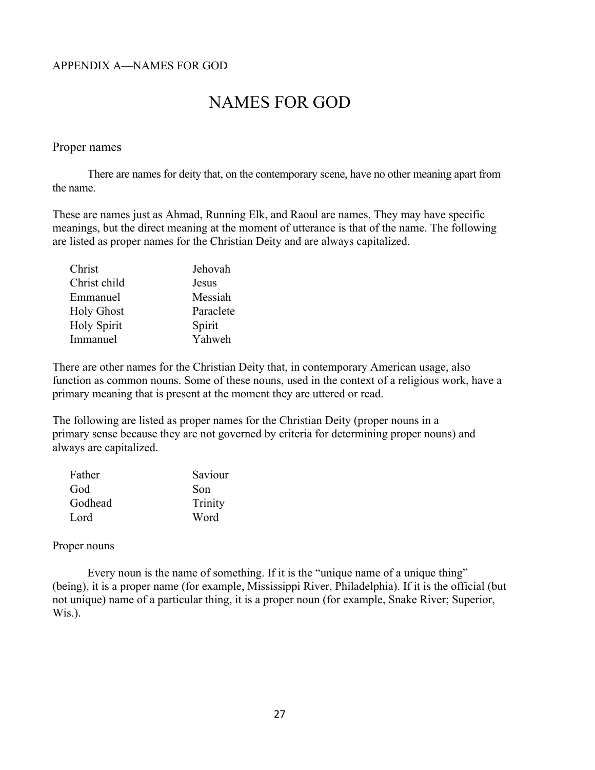APPENDIX A—NAMES FOR GOD

# NAMES FOR GOD

## Proper names

There are names for deity that, on the contemporary scene, have no other meaning apart from the name.

These are names just as Ahmad, Running Elk, and Raoul are names. They may have specific meanings, but the direct meaning at the moment of utterance is that of the name. The following are listed as proper names for the Christian Deity and are always capitalized.

| | |
|---|---|
| Christ | Jehovah |
| Christ child | Jesus |
| Emmanuel | Messiah |
| Holy Ghost | Paraclete |
| Holy Spirit | Spirit |
| Immanuel | Yahweh |

There are other names for the Christian Deity that, in contemporary American usage, also function as common nouns. Some of these nouns, used in the context of a religious work, have a primary meaning that is present at the moment they are uttered or read.

The following are listed as proper names for the Christian Deity (proper nouns in a primary sense because they are not governed by criteria for determining proper nouns) and always are capitalized.

| | |
|---|---|
| Father | Saviour |
| God | Son |
| Godhead | Trinity |
| Lord | Word |

## Proper nouns

Every noun is the name of something. If it is the "unique name of a unique thing" (being), it is a proper name (for example, Mississippi River, Philadelphia). If it is the official (but not unique) name of a particular thing, it is a proper noun (for example, Snake River; Superior, Wis.).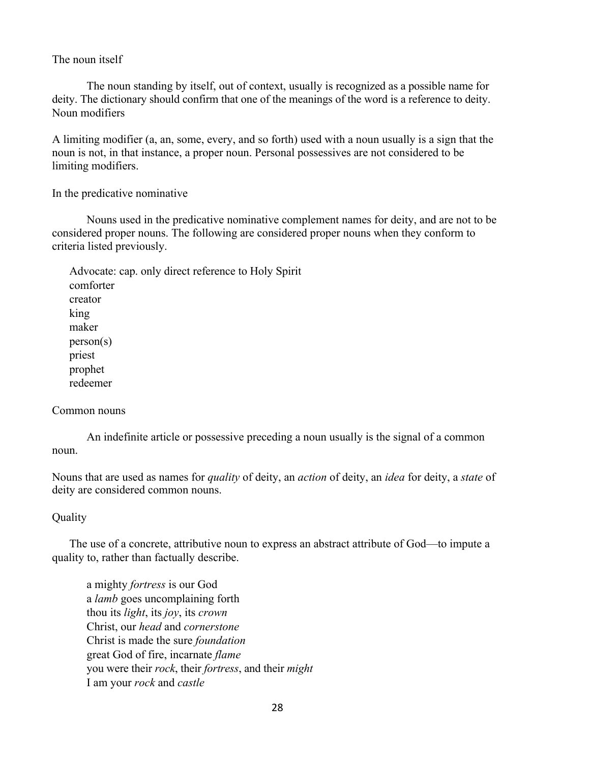### The noun itself

The noun standing by itself, out of context, usually is recognized as a possible name for deity. The dictionary should confirm that one of the meanings of the word is a reference to deity.

### Noun modifiers

A limiting modifier (a, an, some, every, and so forth) used with a noun usually is a sign that the noun is not, in that instance, a proper noun. Personal possessives are not considered to be limiting modifiers.

### In the predicative nominative

Nouns used in the predicative nominative complement names for deity, and are not to be considered proper nouns. The following are considered proper nouns when they conform to criteria listed previously.

Advocate: cap. only direct reference to Holy Spirit  
comforter  
creator  
king  
maker  
person(s)  
priest  
prophet  
redeemer

### Common nouns

An indefinite article or possessive preceding a noun usually is the signal of a common noun.

Nouns that are used as names for *quality* of deity, an *action* of deity, an *idea* for deity, a *state* of deity are considered common nouns.

### Quality

The use of a concrete, attributive noun to express an abstract attribute of God—to impute a quality to, rather than factually describe.

a mighty *fortress* is our God  
a *lamb* goes uncomplaining forth  
thou its *light*, its *joy*, its *crown*  
Christ, our *head* and *cornerstone*  
Christ is made the sure *foundation*  
great God of fire, incarnate *flame*  
you were their *rock*, their *fortress*, and their *might*  
I am your *rock* and *castle*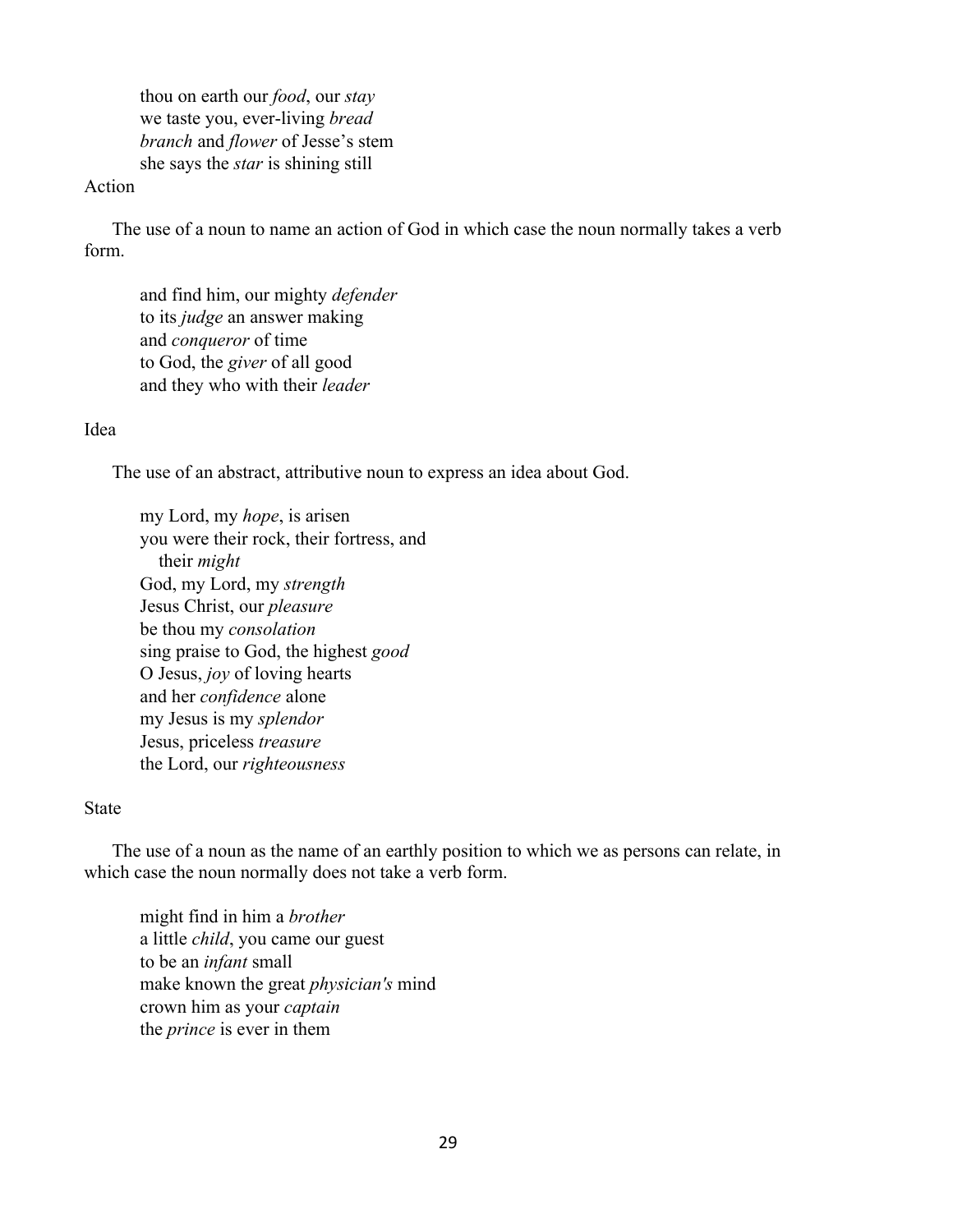thou on earth our *food*, our *stay*
we taste you, ever-living *bread*
*branch* and *flower* of Jesse's stem
she says the *star* is shining still

Action

The use of a noun to name an action of God in which case the noun normally takes a verb form.

and find him, our mighty *defender*
to its *judge* an answer making
and *conqueror* of time
to God, the *giver* of all good
and they who with their *leader*

Idea

The use of an abstract, attributive noun to express an idea about God.

my Lord, my *hope*, is arisen
you were their rock, their fortress, and
  their *might*
God, my Lord, my *strength*
Jesus Christ, our *pleasure*
be thou my *consolation*
sing praise to God, the highest *good*
O Jesus, *joy* of loving hearts
and her *confidence* alone
my Jesus is my *splendor*
Jesus, priceless *treasure*
the Lord, our *righteousness*

State

The use of a noun as the name of an earthly position to which we as persons can relate, in which case the noun normally does not take a verb form.

might find in him a *brother*
a little *child*, you came our guest
to be an *infant* small
make known the great *physician's* mind
crown him as your *captain*
the *prince* is ever in them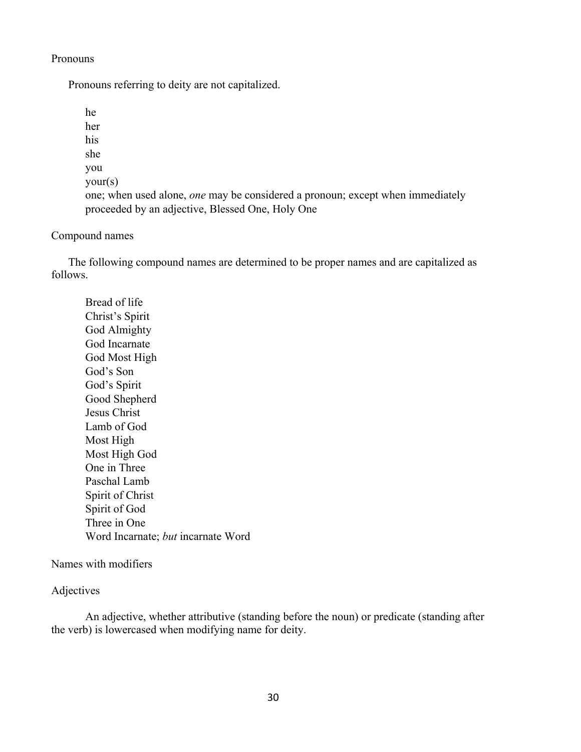### Pronouns

Pronouns referring to deity are not capitalized.

he
her
his
she
you
your(s)
one; when used alone, *one* may be considered a pronoun; except when immediately proceeded by an adjective, Blessed One, Holy One

### Compound names

The following compound names are determined to be proper names and are capitalized as follows.

Bread of life
Christ's Spirit
God Almighty
God Incarnate
God Most High
God's Son
God's Spirit
Good Shepherd
Jesus Christ
Lamb of God
Most High
Most High God
One in Three
Paschal Lamb
Spirit of Christ
Spirit of God
Three in One
Word Incarnate; *but* incarnate Word

### Names with modifiers

#### Adjectives

An adjective, whether attributive (standing before the noun) or predicate (standing after the verb) is lowercased when modifying name for deity.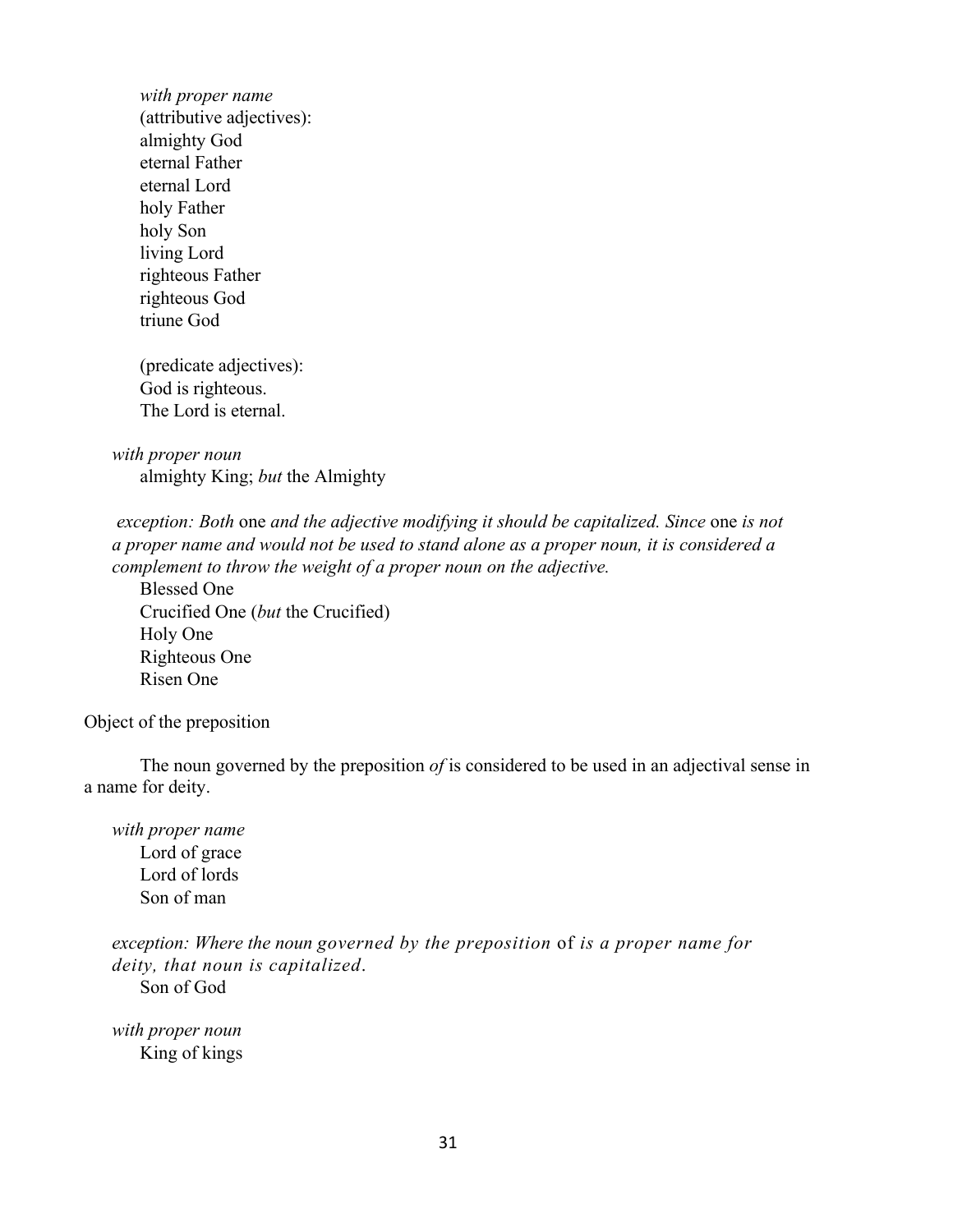*with proper name*

(attributive adjectives):
almighty God
eternal Father
eternal Lord
holy Father
holy Son
living Lord
righteous Father
righteous God
triune God

(predicate adjectives):
God is righteous.
The Lord is eternal.

*with proper noun*

almighty King; *but* the Almighty

*exception: Both* one *and the adjective modifying it should be capitalized. Since* one *is not a proper name and would not be used to stand alone as a proper noun, it is considered a complement to throw the weight of a proper noun on the adjective.*

Blessed One
Crucified One (*but* the Crucified)
Holy One
Righteous One
Risen One

Object of the preposition

The noun governed by the preposition *of* is considered to be used in an adjectival sense in a name for deity.

*with proper name*

Lord of grace
Lord of lords
Son of man

*exception: Where the noun governed by the preposition* of *is a proper name for deity, that noun is capitalized.*

Son of God

*with proper noun*

King of kings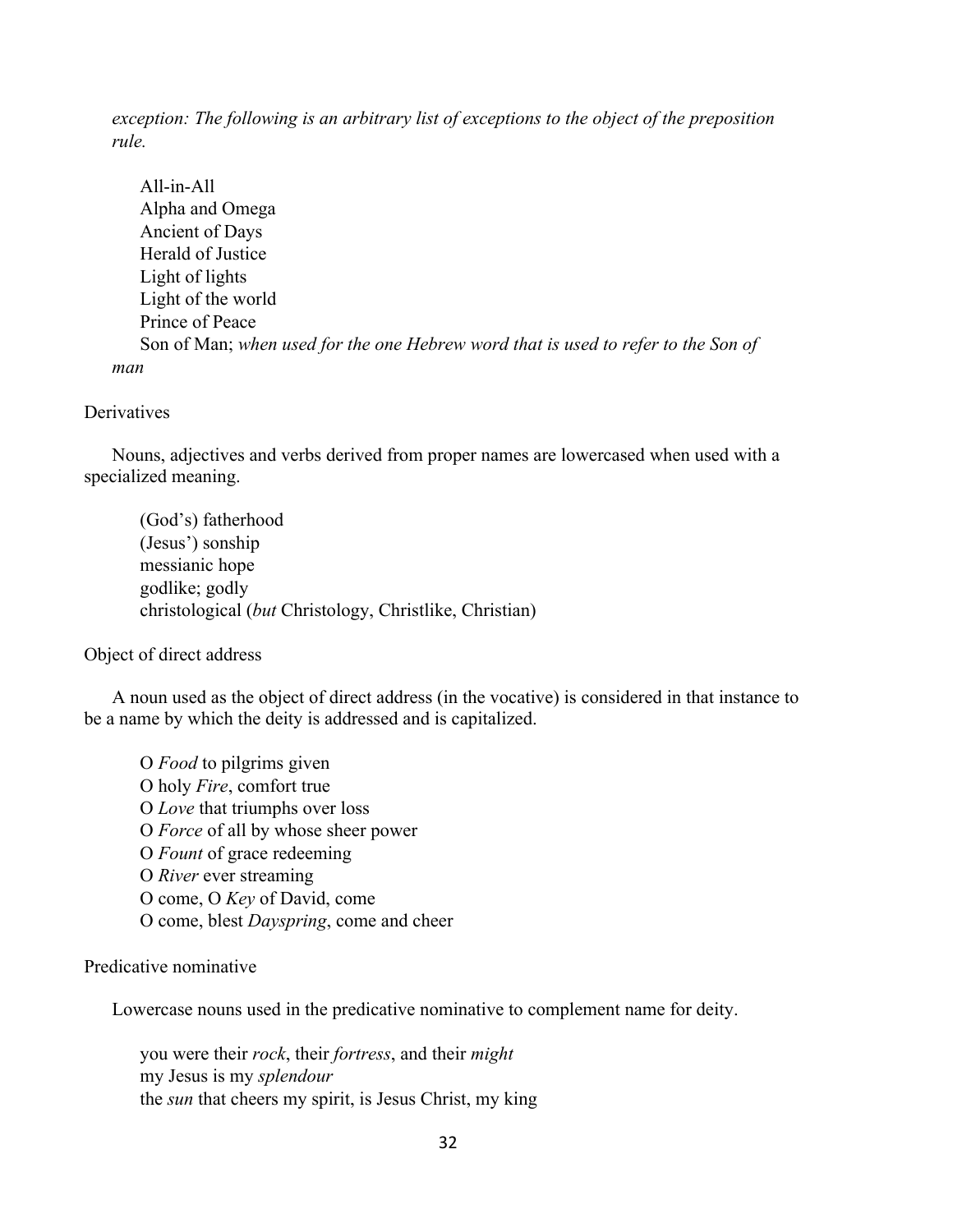*exception: The following is an arbitrary list of exceptions to the object of the preposition rule.*

All-in-All
Alpha and Omega
Ancient of Days
Herald of Justice
Light of lights
Light of the world
Prince of Peace
Son of Man; *when used for the one Hebrew word that is used to refer to the Son of man*

Derivatives

Nouns, adjectives and verbs derived from proper names are lowercased when used with a specialized meaning.

(God's) fatherhood
(Jesus') sonship
messianic hope
godlike; godly
christological (*but* Christology, Christlike, Christian)

Object of direct address

A noun used as the object of direct address (in the vocative) is considered in that instance to be a name by which the deity is addressed and is capitalized.

O *Food* to pilgrims given
O holy *Fire*, comfort true
O *Love* that triumphs over loss
O *Force* of all by whose sheer power
O *Fount* of grace redeeming
O *River* ever streaming
O come, O *Key* of David, come
O come, blest *Dayspring*, come and cheer

Predicative nominative

Lowercase nouns used in the predicative nominative to complement name for deity.

you were their *rock*, their *fortress*, and their *might*
my Jesus is my *splendour*
the *sun* that cheers my spirit, is Jesus Christ, my king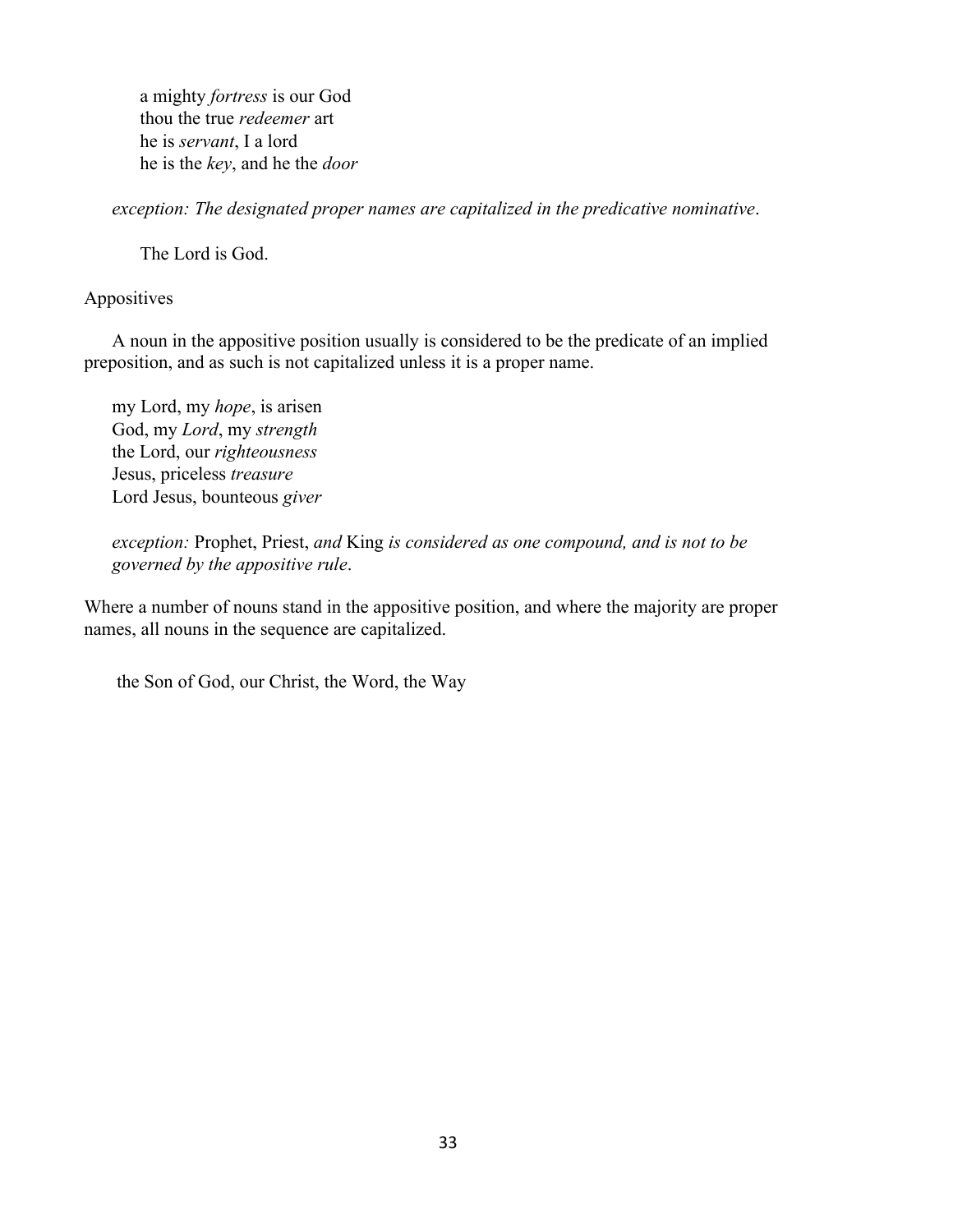a mighty *fortress* is our God  
thou the true *redeemer* art  
he is *servant*, I a lord  
he is the *key*, and he the *door*

*exception: The designated proper names are capitalized in the predicative nominative*.

The Lord is God.

Appositives

A noun in the appositive position usually is considered to be the predicate of an implied preposition, and as such is not capitalized unless it is a proper name.

my Lord, my *hope*, is arisen  
God, my *Lord*, my *strength*  
the Lord, our *righteousness*  
Jesus, priceless *treasure*  
Lord Jesus, bounteous *giver*

*exception:* Prophet, Priest, *and* King *is considered as one compound, and is not to be governed by the appositive rule*.

Where a number of nouns stand in the appositive position, and where the majority are proper names, all nouns in the sequence are capitalized.

the Son of God, our Christ, the Word, the Way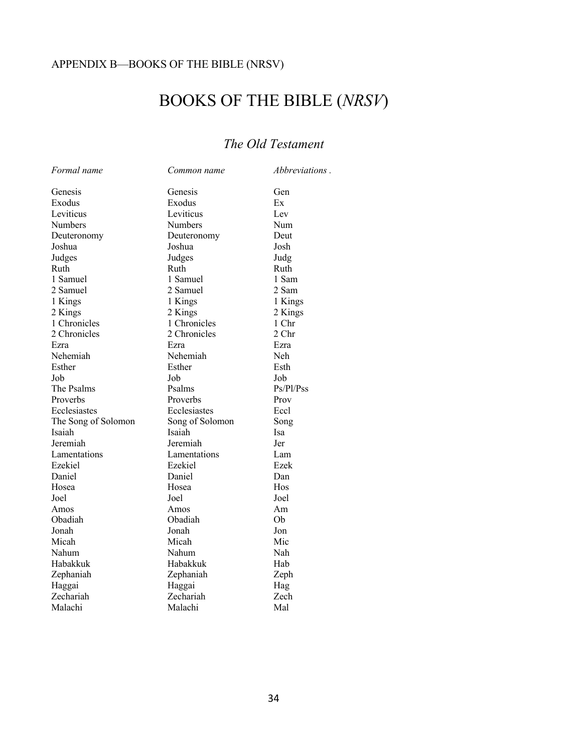APPENDIX B—BOOKS OF THE BIBLE (NRSV)

# BOOKS OF THE BIBLE (*NRSV*)

## *The Old Testament*

| *Formal name* | *Common name* | *Abbreviations .* |
| --- | --- | --- |
| Genesis | Genesis | Gen |
| Exodus | Exodus | Ex |
| Leviticus | Leviticus | Lev |
| Numbers | Numbers | Num |
| Deuteronomy | Deuteronomy | Deut |
| Joshua | Joshua | Josh |
| Judges | Judges | Judg |
| Ruth | Ruth | Ruth |
| 1 Samuel | 1 Samuel | 1 Sam |
| 2 Samuel | 2 Samuel | 2 Sam |
| 1 Kings | 1 Kings | 1 Kings |
| 2 Kings | 2 Kings | 2 Kings |
| 1 Chronicles | 1 Chronicles | 1 Chr |
| 2 Chronicles | 2 Chronicles | 2 Chr |
| Ezra | Ezra | Ezra |
| Nehemiah | Nehemiah | Neh |
| Esther | Esther | Esth |
| Job | Job | Job |
| The Psalms | Psalms | Ps/Pl/Pss |
| Proverbs | Proverbs | Prov |
| Ecclesiastes | Ecclesiastes | Eccl |
| The Song of Solomon | Song of Solomon | Song |
| Isaiah | Isaiah | Isa |
| Jeremiah | Jeremiah | Jer |
| Lamentations | Lamentations | Lam |
| Ezekiel | Ezekiel | Ezek |
| Daniel | Daniel | Dan |
| Hosea | Hosea | Hos |
| Joel | Joel | Joel |
| Amos | Amos | Am |
| Obadiah | Obadiah | Ob |
| Jonah | Jonah | Jon |
| Micah | Micah | Mic |
| Nahum | Nahum | Nah |
| Habakkuk | Habakkuk | Hab |
| Zephaniah | Zephaniah | Zeph |
| Haggai | Haggai | Hag |
| Zechariah | Zechariah | Zech |
| Malachi | Malachi | Mal |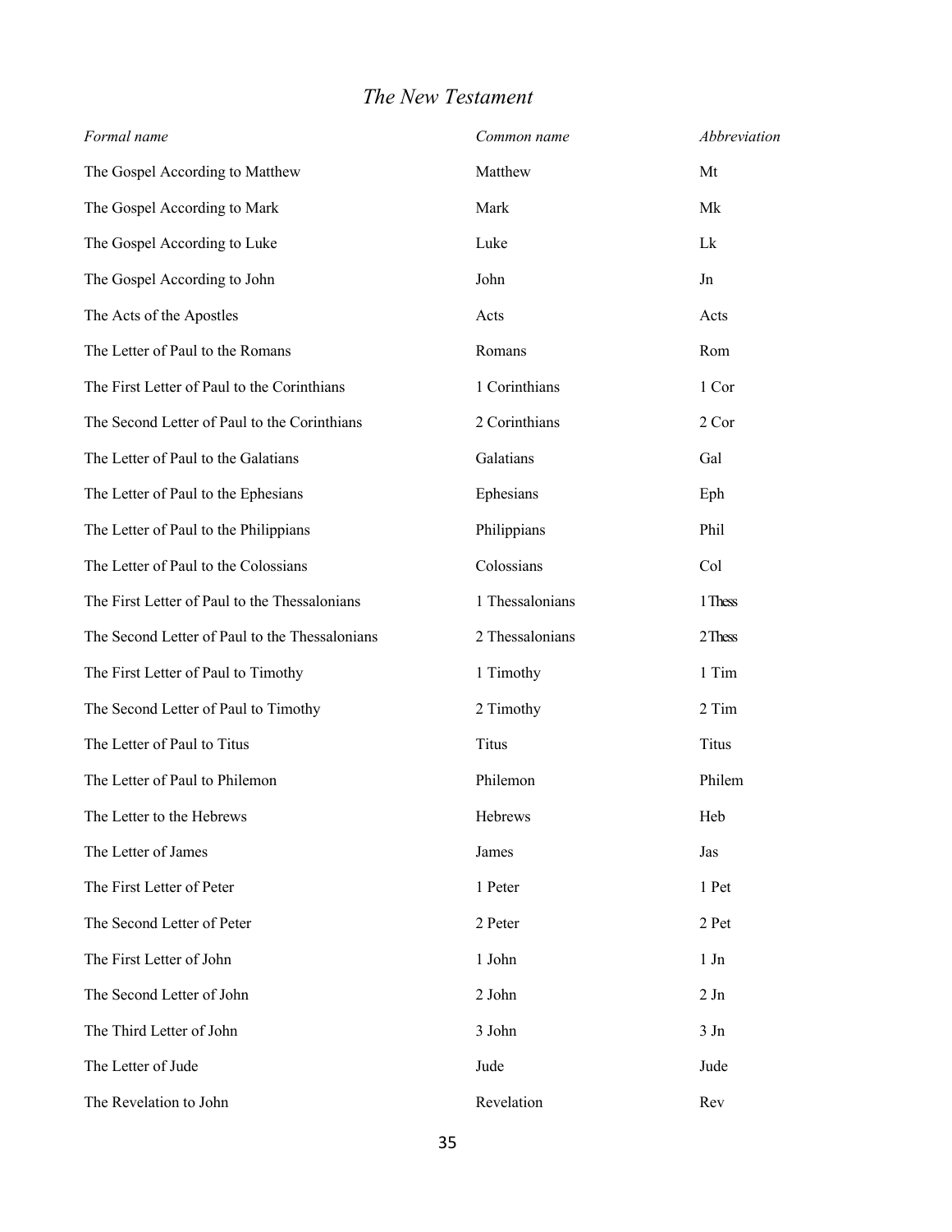## *The New Testament*

| *Formal name* | *Common name* | *Abbreviation* |
|---|---|---|
| The Gospel According to Matthew | Matthew | Mt |
| The Gospel According to Mark | Mark | Mk |
| The Gospel According to Luke | Luke | Lk |
| The Gospel According to John | John | Jn |
| The Acts of the Apostles | Acts | Acts |
| The Letter of Paul to the Romans | Romans | Rom |
| The First Letter of Paul to the Corinthians | 1 Corinthians | 1 Cor |
| The Second Letter of Paul to the Corinthians | 2 Corinthians | 2 Cor |
| The Letter of Paul to the Galatians | Galatians | Gal |
| The Letter of Paul to the Ephesians | Ephesians | Eph |
| The Letter of Paul to the Philippians | Philippians | Phil |
| The Letter of Paul to the Colossians | Colossians | Col |
| The First Letter of Paul to the Thessalonians | 1 Thessalonians | 1 Thess |
| The Second Letter of Paul to the Thessalonians | 2 Thessalonians | 2 Thess |
| The First Letter of Paul to Timothy | 1 Timothy | 1 Tim |
| The Second Letter of Paul to Timothy | 2 Timothy | 2 Tim |
| The Letter of Paul to Titus | Titus | Titus |
| The Letter of Paul to Philemon | Philemon | Philem |
| The Letter to the Hebrews | Hebrews | Heb |
| The Letter of James | James | Jas |
| The First Letter of Peter | 1 Peter | 1 Pet |
| The Second Letter of Peter | 2 Peter | 2 Pet |
| The First Letter of John | 1 John | 1 Jn |
| The Second Letter of John | 2 John | 2 Jn |
| The Third Letter of John | 3 John | 3 Jn |
| The Letter of Jude | Jude | Jude |
| The Revelation to John | Revelation | Rev |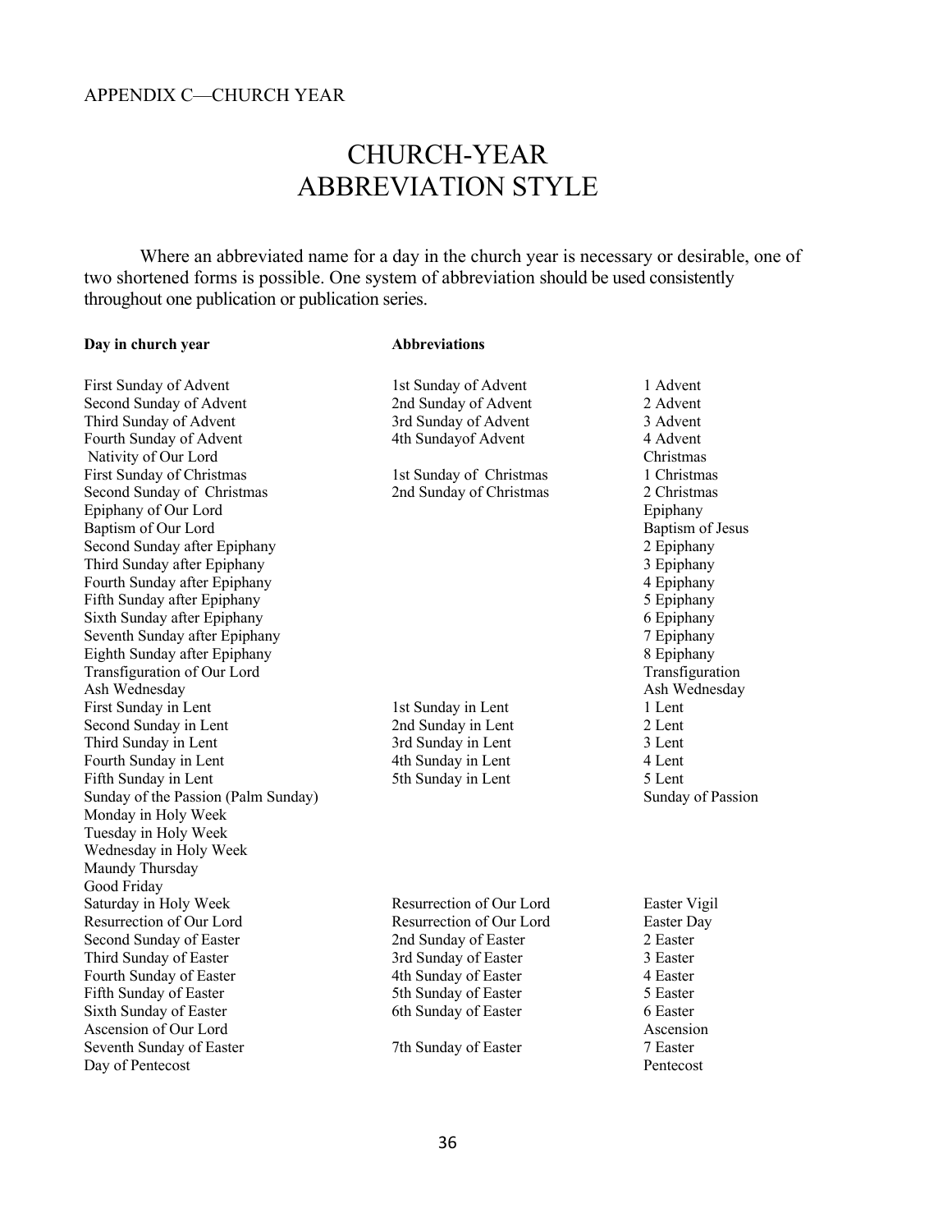APPENDIX C—CHURCH YEAR

# CHURCH-YEAR ABBREVIATION STYLE

Where an abbreviated name for a day in the church year is necessary or desirable, one of two shortened forms is possible. One system of abbreviation should be used consistently throughout one publication or publication series.

| **Day in church year** | **Abbreviations** | |
|---|---|---|
| First Sunday of Advent | 1st Sunday of Advent | 1 Advent |
| Second Sunday of Advent | 2nd Sunday of Advent | 2 Advent |
| Third Sunday of Advent | 3rd Sunday of Advent | 3 Advent |
| Fourth Sunday of Advent | 4th Sundayof Advent | 4 Advent |
| Nativity of Our Lord | | Christmas |
| First Sunday of Christmas | 1st Sunday of Christmas | 1 Christmas |
| Second Sunday of Christmas | 2nd Sunday of Christmas | 2 Christmas |
| Epiphany of Our Lord | | Epiphany |
| Baptism of Our Lord | | Baptism of Jesus |
| Second Sunday after Epiphany | | 2 Epiphany |
| Third Sunday after Epiphany | | 3 Epiphany |
| Fourth Sunday after Epiphany | | 4 Epiphany |
| Fifth Sunday after Epiphany | | 5 Epiphany |
| Sixth Sunday after Epiphany | | 6 Epiphany |
| Seventh Sunday after Epiphany | | 7 Epiphany |
| Eighth Sunday after Epiphany | | 8 Epiphany |
| Transfiguration of Our Lord | | Transfiguration |
| Ash Wednesday | | Ash Wednesday |
| First Sunday in Lent | 1st Sunday in Lent | 1 Lent |
| Second Sunday in Lent | 2nd Sunday in Lent | 2 Lent |
| Third Sunday in Lent | 3rd Sunday in Lent | 3 Lent |
| Fourth Sunday in Lent | 4th Sunday in Lent | 4 Lent |
| Fifth Sunday in Lent | 5th Sunday in Lent | 5 Lent |
| Sunday of the Passion (Palm Sunday) | | Sunday of Passion |
| Monday in Holy Week | | |
| Tuesday in Holy Week | | |
| Wednesday in Holy Week | | |
| Maundy Thursday | | |
| Good Friday | | |
| Saturday in Holy Week | Resurrection of Our Lord | Easter Vigil |
| Resurrection of Our Lord | Resurrection of Our Lord | Easter Day |
| Second Sunday of Easter | 2nd Sunday of Easter | 2 Easter |
| Third Sunday of Easter | 3rd Sunday of Easter | 3 Easter |
| Fourth Sunday of Easter | 4th Sunday of Easter | 4 Easter |
| Fifth Sunday of Easter | 5th Sunday of Easter | 5 Easter |
| Sixth Sunday of Easter | 6th Sunday of Easter | 6 Easter |
| Ascension of Our Lord | | Ascension |
| Seventh Sunday of Easter | 7th Sunday of Easter | 7 Easter |
| Day of Pentecost | | Pentecost |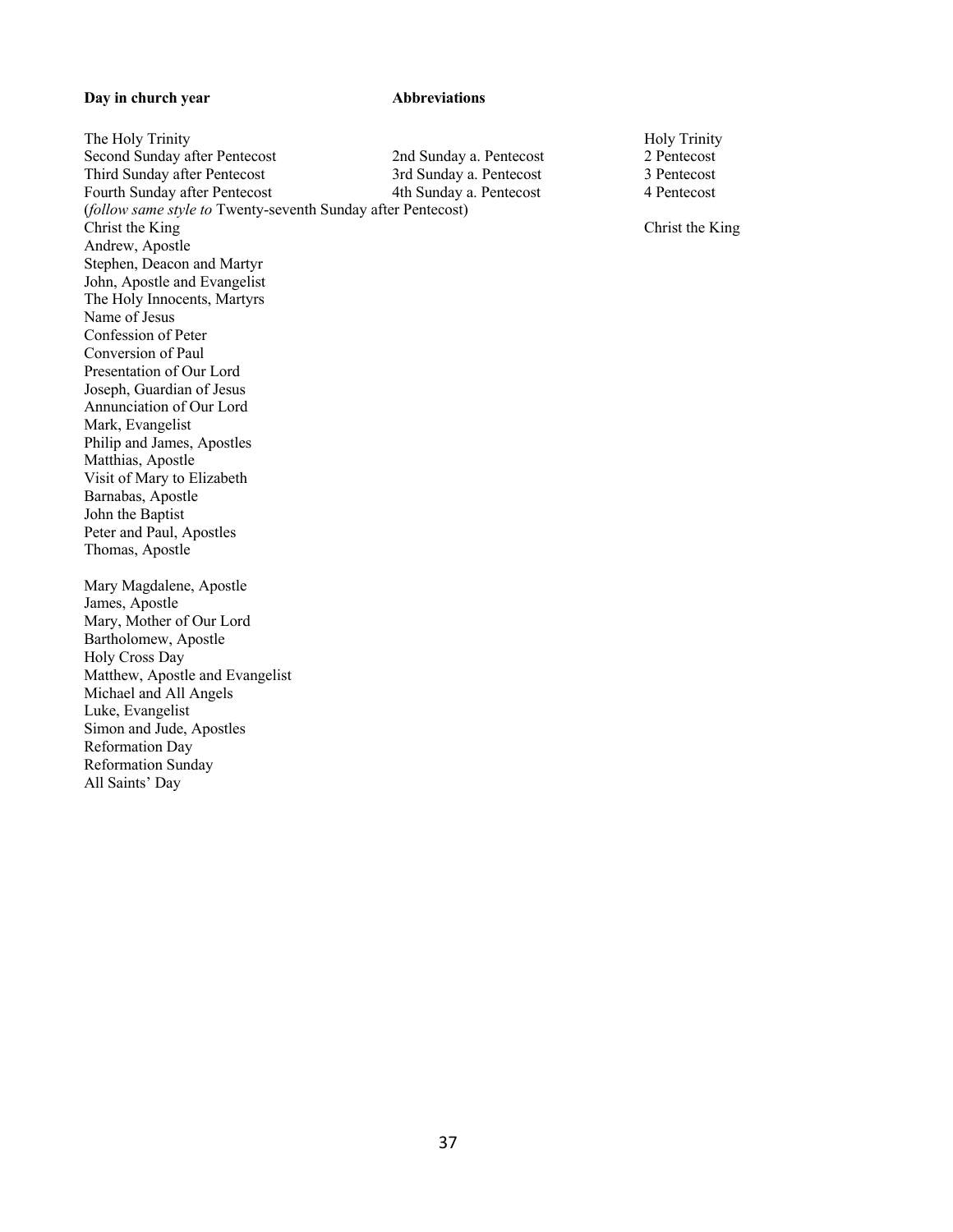| **Day in church year** | **Abbreviations** | |
|---|---|---|
| The Holy Trinity | | Holy Trinity |
| Second Sunday after Pentecost | 2nd Sunday a. Pentecost | 2 Pentecost |
| Third Sunday after Pentecost | 3rd Sunday a. Pentecost | 3 Pentecost |
| Fourth Sunday after Pentecost | 4th Sunday a. Pentecost | 4 Pentecost |
| (*follow same style to* Twenty-seventh Sunday after Pentecost) | | |
| Christ the King | | Christ the King |
| Andrew, Apostle | | |
| Stephen, Deacon and Martyr | | |
| John, Apostle and Evangelist | | |
| The Holy Innocents, Martyrs | | |
| Name of Jesus | | |
| Confession of Peter | | |
| Conversion of Paul | | |
| Presentation of Our Lord | | |
| Joseph, Guardian of Jesus | | |
| Annunciation of Our Lord | | |
| Mark, Evangelist | | |
| Philip and James, Apostles | | |
| Matthias, Apostle | | |
| Visit of Mary to Elizabeth | | |
| Barnabas, Apostle | | |
| John the Baptist | | |
| Peter and Paul, Apostles | | |
| Thomas, Apostle | | |
| Mary Magdalene, Apostle | | |
| James, Apostle | | |
| Mary, Mother of Our Lord | | |
| Bartholomew, Apostle | | |
| Holy Cross Day | | |
| Matthew, Apostle and Evangelist | | |
| Michael and All Angels | | |
| Luke, Evangelist | | |
| Simon and Jude, Apostles | | |
| Reformation Day | | |
| Reformation Sunday | | |
| All Saints' Day | | |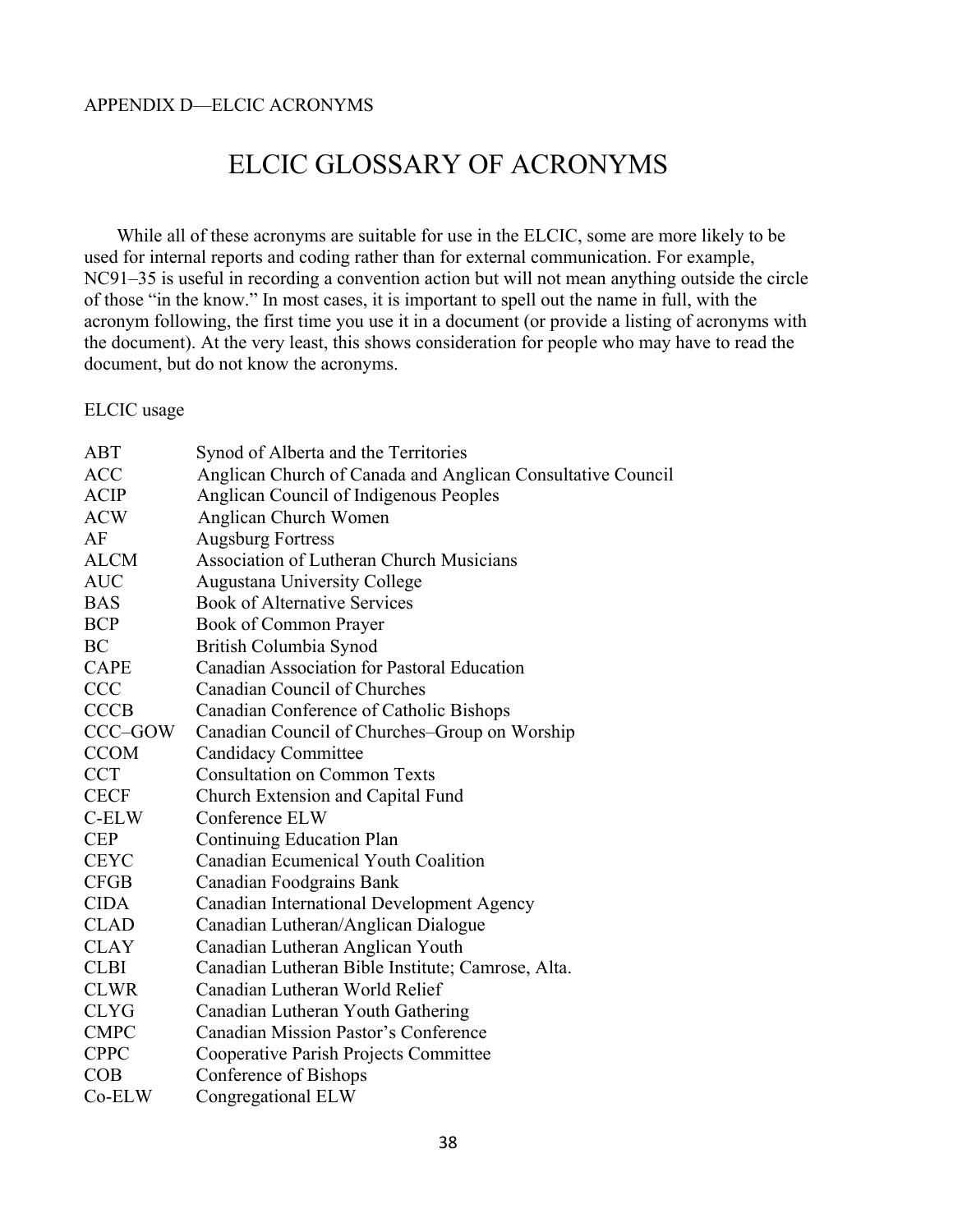APPENDIX D—ELCIC ACRONYMS

# ELCIC GLOSSARY OF ACRONYMS

While all of these acronyms are suitable for use in the ELCIC, some are more likely to be used for internal reports and coding rather than for external communication. For example, NC91–35 is useful in recording a convention action but will not mean anything outside the circle of those "in the know." In most cases, it is important to spell out the name in full, with the acronym following, the first time you use it in a document (or provide a listing of acronyms with the document). At the very least, this shows consideration for people who may have to read the document, but do not know the acronyms.

ELCIC usage

| | |
|---|---|
| ABT | Synod of Alberta and the Territories |
| ACC | Anglican Church of Canada and Anglican Consultative Council |
| ACIP | Anglican Council of Indigenous Peoples |
| ACW | Anglican Church Women |
| AF | Augsburg Fortress |
| ALCM | Association of Lutheran Church Musicians |
| AUC | Augustana University College |
| BAS | Book of Alternative Services |
| BCP | Book of Common Prayer |
| BC | British Columbia Synod |
| CAPE | Canadian Association for Pastoral Education |
| CCC | Canadian Council of Churches |
| CCCB | Canadian Conference of Catholic Bishops |
| CCC–GOW | Canadian Council of Churches–Group on Worship |
| CCOM | Candidacy Committee |
| CCT | Consultation on Common Texts |
| CECF | Church Extension and Capital Fund |
| C-ELW | Conference ELW |
| CEP | Continuing Education Plan |
| CEYC | Canadian Ecumenical Youth Coalition |
| CFGB | Canadian Foodgrains Bank |
| CIDA | Canadian International Development Agency |
| CLAD | Canadian Lutheran/Anglican Dialogue |
| CLAY | Canadian Lutheran Anglican Youth |
| CLBI | Canadian Lutheran Bible Institute; Camrose, Alta. |
| CLWR | Canadian Lutheran World Relief |
| CLYG | Canadian Lutheran Youth Gathering |
| CMPC | Canadian Mission Pastor's Conference |
| CPPC | Cooperative Parish Projects Committee |
| COB | Conference of Bishops |
| Co-ELW | Congregational ELW |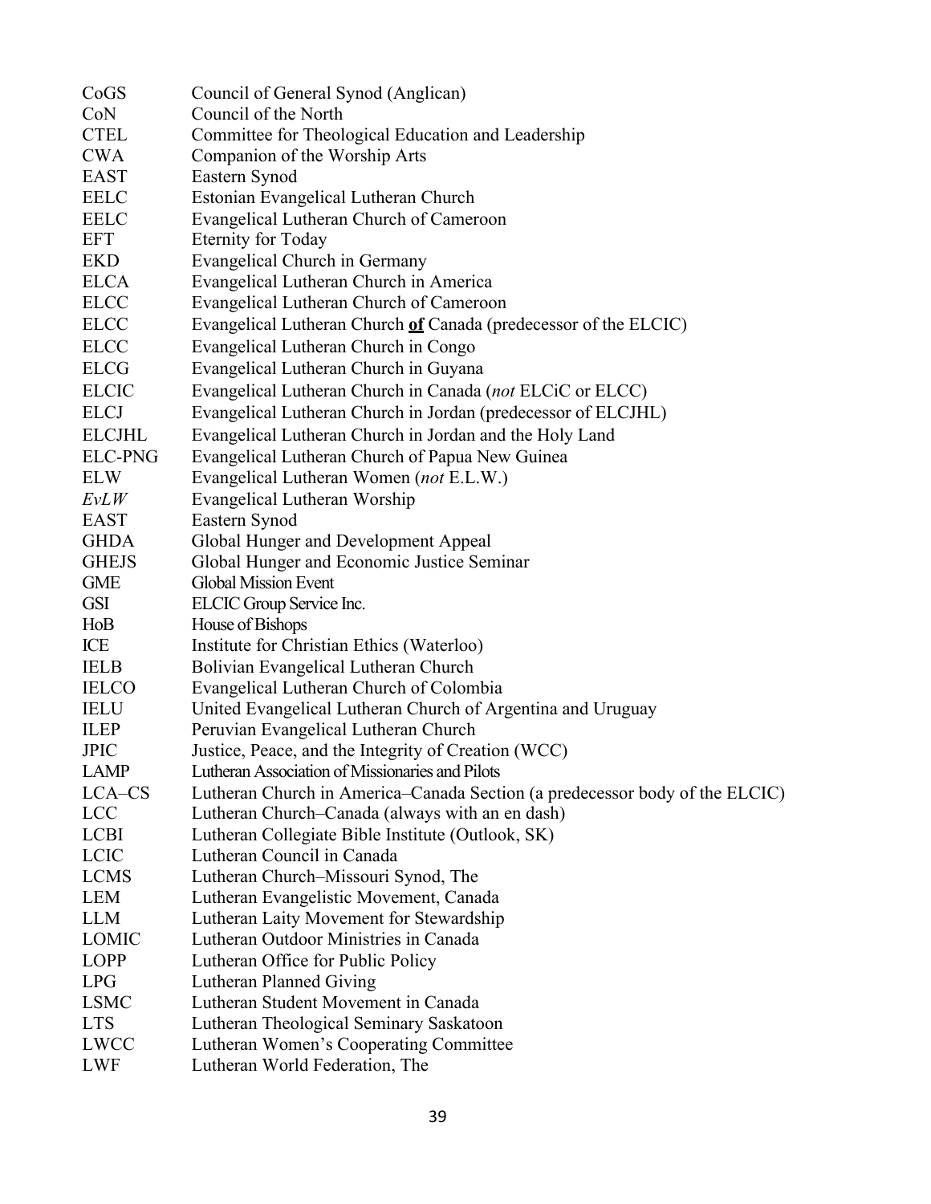| | |
|---|---|
| CoGS | Council of General Synod (Anglican) |
| CoN | Council of the North |
| CTEL | Committee for Theological Education and Leadership |
| CWA | Companion of the Worship Arts |
| EAST | Eastern Synod |
| EELC | Estonian Evangelical Lutheran Church |
| EELC | Evangelical Lutheran Church of Cameroon |
| EFT | Eternity for Today |
| EKD | Evangelical Church in Germany |
| ELCA | Evangelical Lutheran Church in America |
| ELCC | Evangelical Lutheran Church of Cameroon |
| ELCC | Evangelical Lutheran Church **of** Canada (predecessor of the ELCIC) |
| ELCC | Evangelical Lutheran Church in Congo |
| ELCG | Evangelical Lutheran Church in Guyana |
| ELCIC | Evangelical Lutheran Church in Canada (*not* ELCiC or ELCC) |
| ELCJ | Evangelical Lutheran Church in Jordan (predecessor of ELCJHL) |
| ELCJHL | Evangelical Lutheran Church in Jordan and the Holy Land |
| ELC-PNG | Evangelical Lutheran Church of Papua New Guinea |
| ELW | Evangelical Lutheran Women (*not* E.L.W.) |
| *EvLW* | Evangelical Lutheran Worship |
| EAST | Eastern Synod |
| GHDA | Global Hunger and Development Appeal |
| GHEJS | Global Hunger and Economic Justice Seminar |
| GME | Global Mission Event |
| GSI | ELCIC Group Service Inc. |
| HoB | House of Bishops |
| ICE | Institute for Christian Ethics (Waterloo) |
| IELB | Bolivian Evangelical Lutheran Church |
| IELCO | Evangelical Lutheran Church of Colombia |
| IELU | United Evangelical Lutheran Church of Argentina and Uruguay |
| ILEP | Peruvian Evangelical Lutheran Church |
| JPIC | Justice, Peace, and the Integrity of Creation (WCC) |
| LAMP | Lutheran Association of Missionaries and Pilots |
| LCA–CS | Lutheran Church in America–Canada Section (a predecessor body of the ELCIC) |
| LCC | Lutheran Church–Canada (always with an en dash) |
| LCBI | Lutheran Collegiate Bible Institute (Outlook, SK) |
| LCIC | Lutheran Council in Canada |
| LCMS | Lutheran Church–Missouri Synod, The |
| LEM | Lutheran Evangelistic Movement, Canada |
| LLM | Lutheran Laity Movement for Stewardship |
| LOMIC | Lutheran Outdoor Ministries in Canada |
| LOPP | Lutheran Office for Public Policy |
| LPG | Lutheran Planned Giving |
| LSMC | Lutheran Student Movement in Canada |
| LTS | Lutheran Theological Seminary Saskatoon |
| LWCC | Lutheran Women's Cooperating Committee |
| LWF | Lutheran World Federation, The |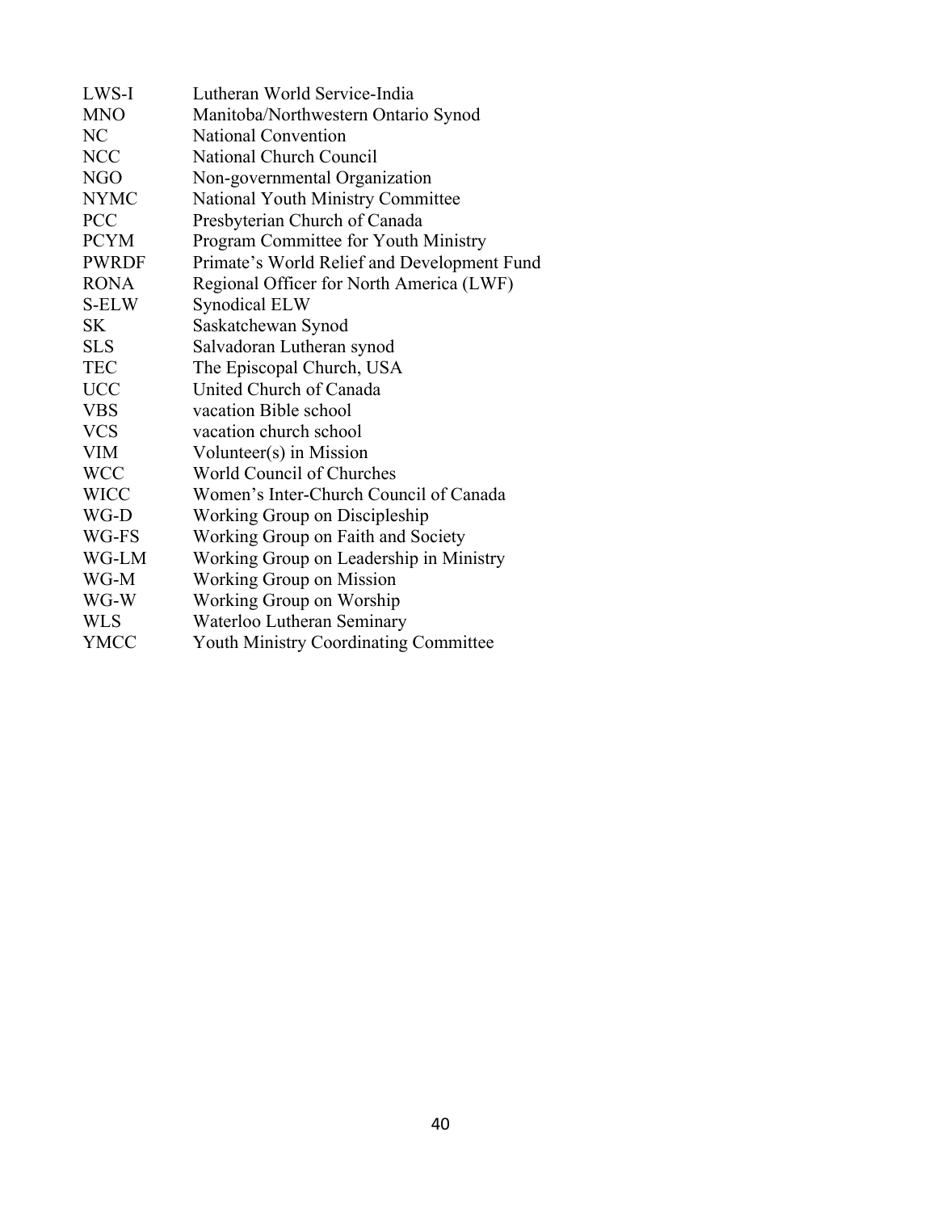| | |
|---|---|
| LWS-I | Lutheran World Service-India |
| MNO | Manitoba/Northwestern Ontario Synod |
| NC | National Convention |
| NCC | National Church Council |
| NGO | Non-governmental Organization |
| NYMC | National Youth Ministry Committee |
| PCC | Presbyterian Church of Canada |
| PCYM | Program Committee for Youth Ministry |
| PWRDF | Primate's World Relief and Development Fund |
| RONA | Regional Officer for North America (LWF) |
| S-ELW | Synodical ELW |
| SK | Saskatchewan Synod |
| SLS | Salvadoran Lutheran synod |
| TEC | The Episcopal Church, USA |
| UCC | United Church of Canada |
| VBS | vacation Bible school |
| VCS | vacation church school |
| VIM | Volunteer(s) in Mission |
| WCC | World Council of Churches |
| WICC | Women's Inter-Church Council of Canada |
| WG-D | Working Group on Discipleship |
| WG-FS | Working Group on Faith and Society |
| WG-LM | Working Group on Leadership in Ministry |
| WG-M | Working Group on Mission |
| WG-W | Working Group on Worship |
| WLS | Waterloo Lutheran Seminary |
| YMCC | Youth Ministry Coordinating Committee |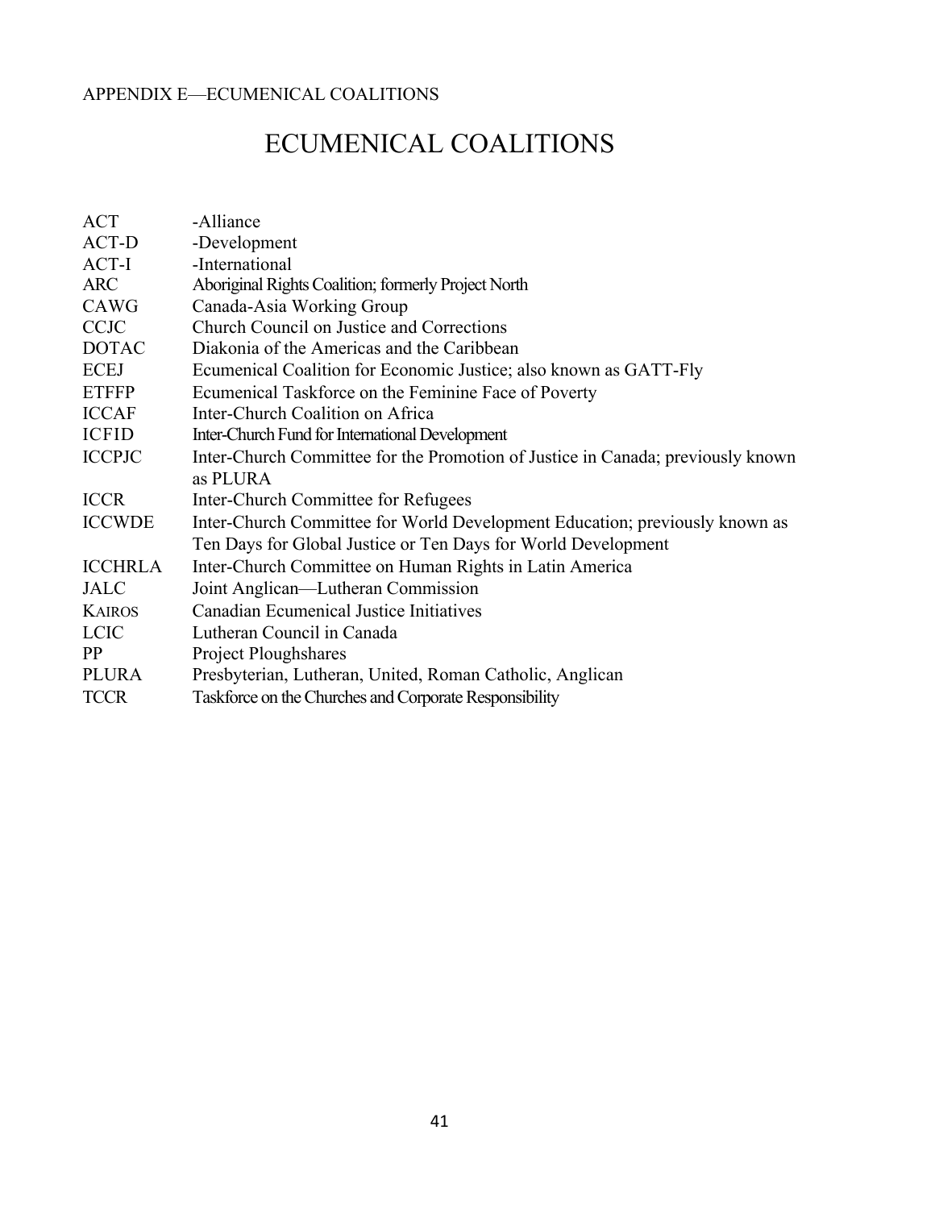APPENDIX E—ECUMENICAL COALITIONS

# ECUMENICAL COALITIONS

| | |
|---|---|
| ACT | -Alliance |
| ACT-D | -Development |
| ACT-I | -International |
| ARC | Aboriginal Rights Coalition; formerly Project North |
| CAWG | Canada-Asia Working Group |
| CCJC | Church Council on Justice and Corrections |
| DOTAC | Diakonia of the Americas and the Caribbean |
| ECEJ | Ecumenical Coalition for Economic Justice; also known as GATT-Fly |
| ETFFP | Ecumenical Taskforce on the Feminine Face of Poverty |
| ICCAF | Inter-Church Coalition on Africa |
| ICFID | Inter-Church Fund for International Development |
| ICCPJC | Inter-Church Committee for the Promotion of Justice in Canada; previously known as PLURA |
| ICCR | Inter-Church Committee for Refugees |
| ICCWDE | Inter-Church Committee for World Development Education; previously known as Ten Days for Global Justice or Ten Days for World Development |
| ICCHRLA | Inter-Church Committee on Human Rights in Latin America |
| JALC | Joint Anglican—Lutheran Commission |
| KAIROS | Canadian Ecumenical Justice Initiatives |
| LCIC | Lutheran Council in Canada |
| PP | Project Ploughshares |
| PLURA | Presbyterian, Lutheran, United, Roman Catholic, Anglican |
| TCCR | Taskforce on the Churches and Corporate Responsibility |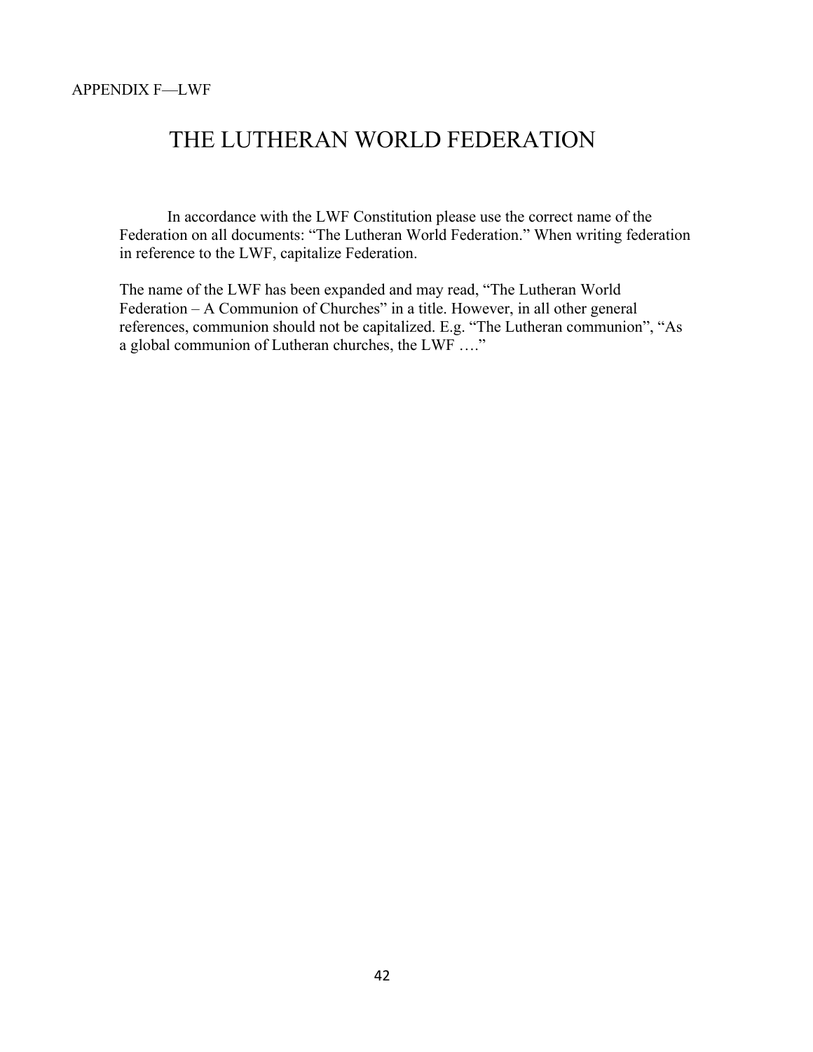APPENDIX F—LWF

# THE LUTHERAN WORLD FEDERATION

In accordance with the LWF Constitution please use the correct name of the Federation on all documents: “The Lutheran World Federation.” When writing federation in reference to the LWF, capitalize Federation.

The name of the LWF has been expanded and may read, “The Lutheran World Federation – A Communion of Churches” in a title. However, in all other general references, communion should not be capitalized. E.g. “The Lutheran communion”, “As a global communion of Lutheran churches, the LWF ….”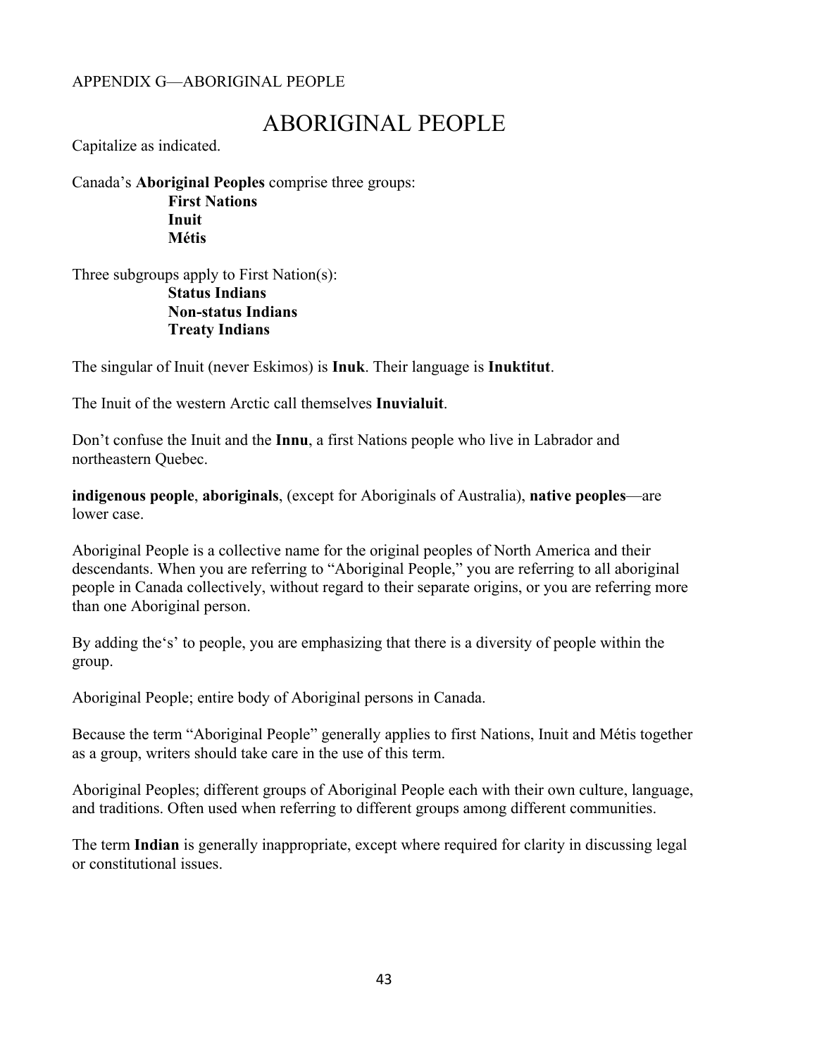APPENDIX G—ABORIGINAL PEOPLE

# ABORIGINAL PEOPLE

Capitalize as indicated.

Canada's **Aboriginal Peoples** comprise three groups:

- **First Nations**
- **Inuit**
- **Métis**

Three subgroups apply to First Nation(s):

- **Status Indians**
- **Non-status Indians**
- **Treaty Indians**

The singular of Inuit (never Eskimos) is **Inuk**. Their language is **Inuktitut**.

The Inuit of the western Arctic call themselves **Inuvialuit**.

Don't confuse the Inuit and the **Innu**, a first Nations people who live in Labrador and northeastern Quebec.

**indigenous people**, **aboriginals**, (except for Aboriginals of Australia), **native peoples**—are lower case.

Aboriginal People is a collective name for the original peoples of North America and their descendants. When you are referring to "Aboriginal People," you are referring to all aboriginal people in Canada collectively, without regard to their separate origins, or you are referring more than one Aboriginal person.

By adding the's' to people, you are emphasizing that there is a diversity of people within the group.

Aboriginal People; entire body of Aboriginal persons in Canada.

Because the term "Aboriginal People" generally applies to first Nations, Inuit and Métis together as a group, writers should take care in the use of this term.

Aboriginal Peoples; different groups of Aboriginal People each with their own culture, language, and traditions. Often used when referring to different groups among different communities.

The term **Indian** is generally inappropriate, except where required for clarity in discussing legal or constitutional issues.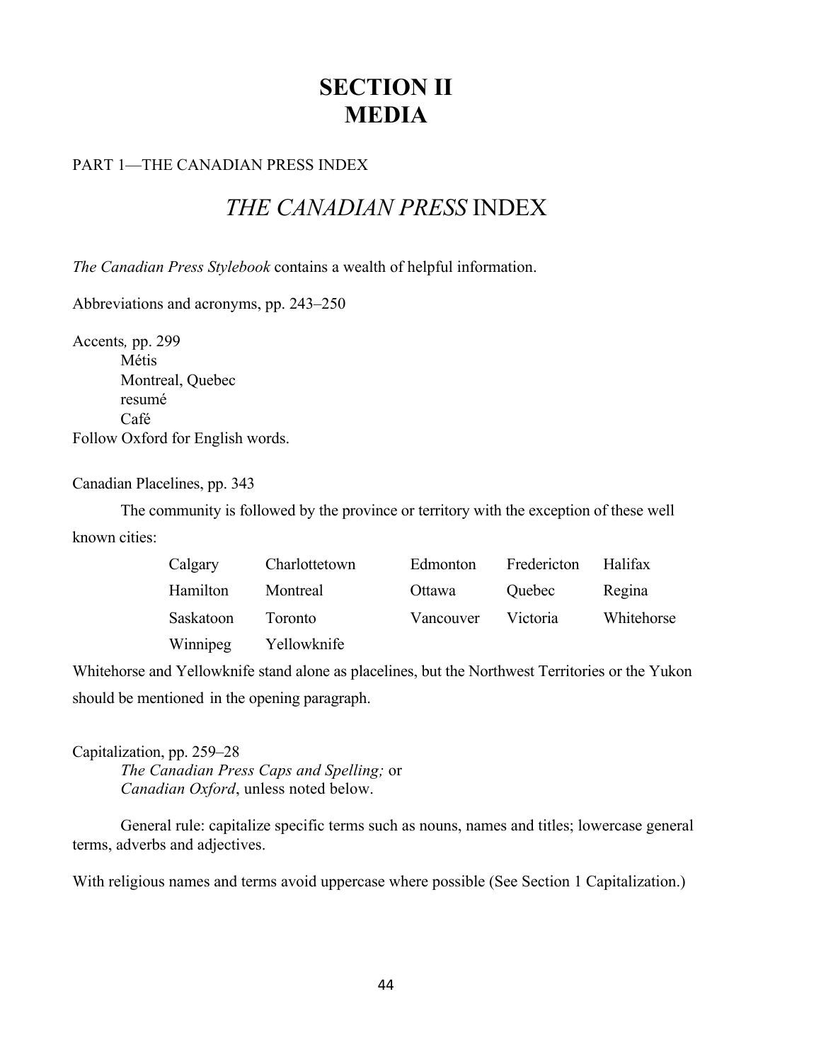# SECTION II
# MEDIA

PART 1—THE CANADIAN PRESS INDEX

## *THE CANADIAN PRESS* INDEX

*The Canadian Press Stylebook* contains a wealth of helpful information.

Abbreviations and acronyms, pp. 243–250

Accents*,* pp. 299

- Métis
- Montreal, Quebec
- resumé
- Café

Follow Oxford for English words.

Canadian Placelines, pp. 343

The community is followed by the province or territory with the exception of these well known cities:

| | | | | |
|---|---|---|---|---|
| Calgary | Charlottetown | Edmonton | Fredericton | Halifax |
| Hamilton | Montreal | Ottawa | Quebec | Regina |
| Saskatoon | Toronto | Vancouver | Victoria | Whitehorse |
| Winnipeg | Yellowknife | | | |

Whitehorse and Yellowknife stand alone as placelines, but the Northwest Territories or the Yukon should be mentioned in the opening paragraph.

Capitalization, pp. 259–28

*The Canadian Press Caps and Spelling;* or
*Canadian Oxford*, unless noted below.

General rule: capitalize specific terms such as nouns, names and titles; lowercase general terms, adverbs and adjectives.

With religious names and terms avoid uppercase where possible (See Section 1 Capitalization.)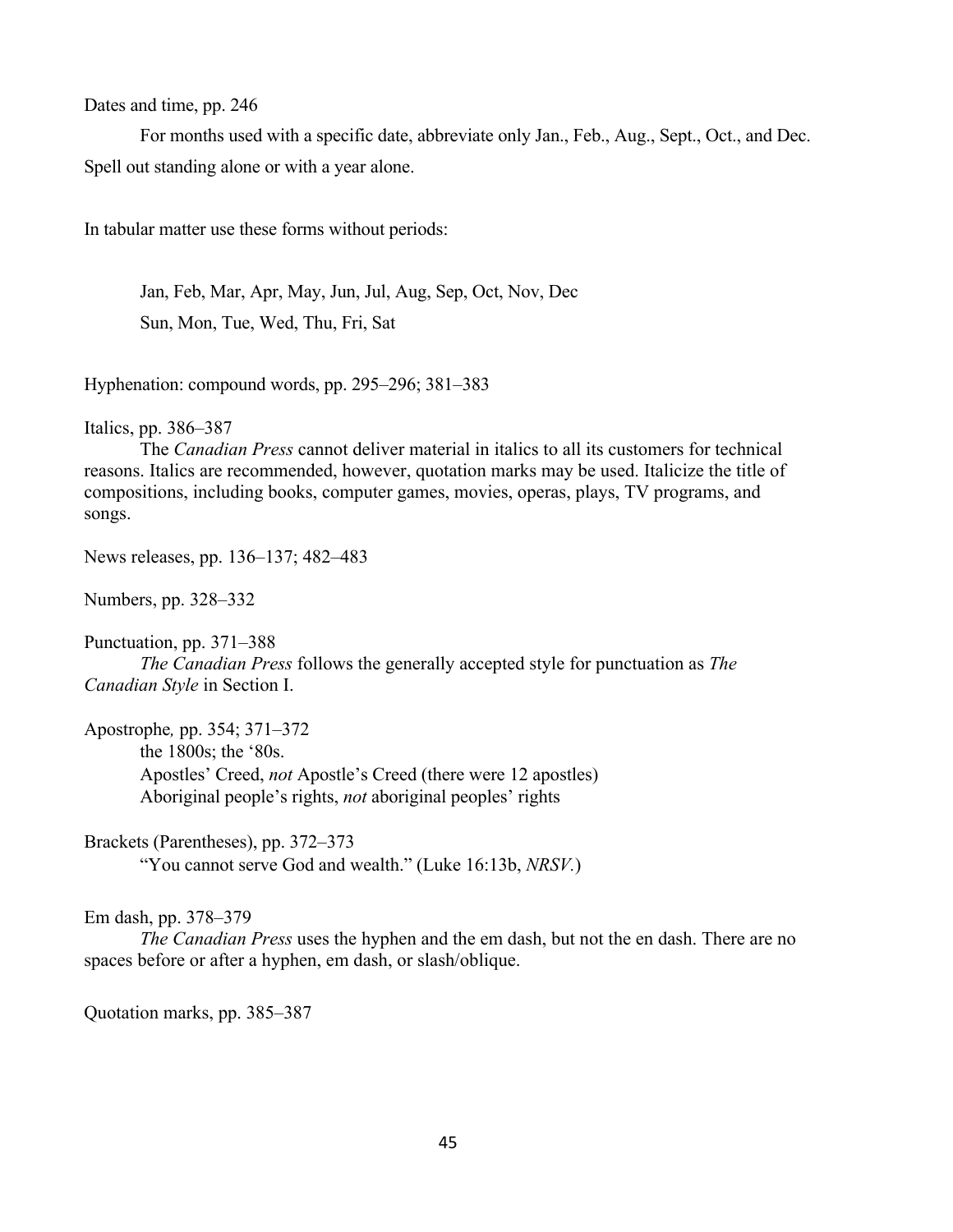Dates and time, pp. 246

For months used with a specific date, abbreviate only Jan., Feb., Aug., Sept., Oct., and Dec. Spell out standing alone or with a year alone.

In tabular matter use these forms without periods:

Jan, Feb, Mar, Apr, May, Jun, Jul, Aug, Sep, Oct, Nov, Dec
Sun, Mon, Tue, Wed, Thu, Fri, Sat

Hyphenation: compound words, pp. 295–296; 381–383

Italics, pp. 386–387

The *Canadian Press* cannot deliver material in italics to all its customers for technical reasons. Italics are recommended, however, quotation marks may be used. Italicize the title of compositions, including books, computer games, movies, operas, plays, TV programs, and songs.

News releases, pp. 136–137; 482–483

Numbers, pp. 328–332

Punctuation, pp. 371–388

*The Canadian Press* follows the generally accepted style for punctuation as *The Canadian Style* in Section I.

Apostrophe*,* pp. 354; 371–372

the 1800s; the ‘80s.
Apostles’ Creed, *not* Apostle’s Creed (there were 12 apostles)
Aboriginal people’s rights, *not* aboriginal peoples’ rights

Brackets (Parentheses), pp. 372–373

“You cannot serve God and wealth.” (Luke 16:13b, *NRSV.*)

Em dash, pp. 378–379

*The Canadian Press* uses the hyphen and the em dash, but not the en dash. There are no spaces before or after a hyphen, em dash, or slash/oblique.

Quotation marks, pp. 385–387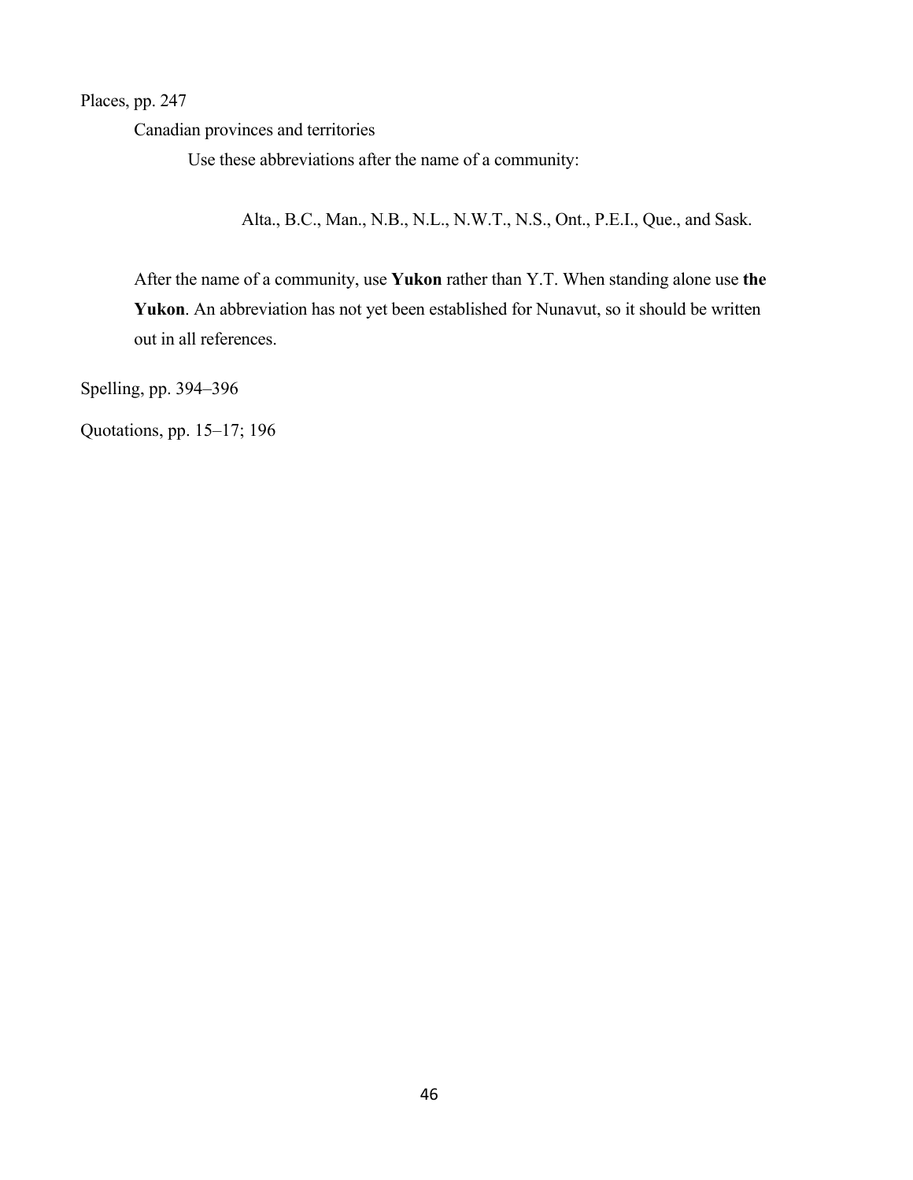Places, pp. 247

Canadian provinces and territories

Use these abbreviations after the name of a community:

Alta., B.C., Man., N.B., N.L., N.W.T., N.S., Ont., P.E.I., Que., and Sask.

After the name of a community, use **Yukon** rather than Y.T. When standing alone use **the Yukon**. An abbreviation has not yet been established for Nunavut, so it should be written out in all references.

Spelling, pp. 394–396

Quotations, pp. 15–17; 196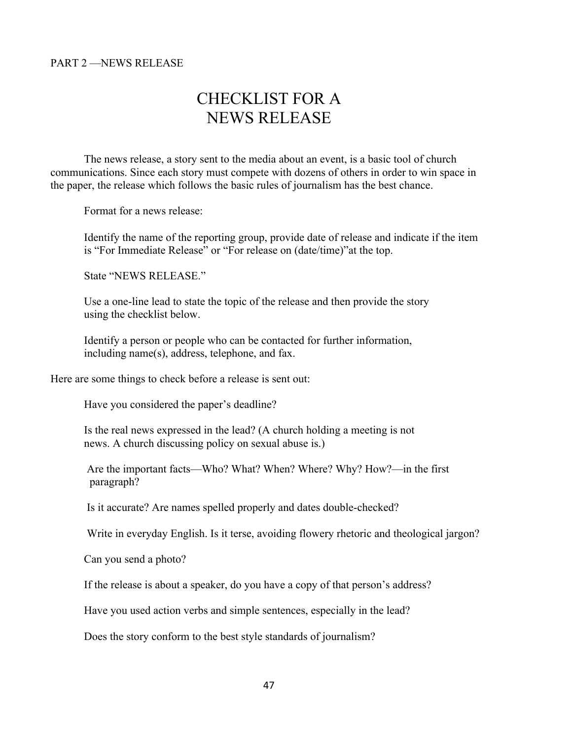PART 2 —NEWS RELEASE

# CHECKLIST FOR A NEWS RELEASE

The news release, a story sent to the media about an event, is a basic tool of church communications. Since each story must compete with dozens of others in order to win space in the paper, the release which follows the basic rules of journalism has the best chance.

Format for a news release:

Identify the name of the reporting group, provide date of release and indicate if the item is "For Immediate Release" or "For release on (date/time)"at the top.

State "NEWS RELEASE."

Use a one-line lead to state the topic of the release and then provide the story using the checklist below.

Identify a person or people who can be contacted for further information, including name(s), address, telephone, and fax.

Here are some things to check before a release is sent out:

Have you considered the paper's deadline?

Is the real news expressed in the lead? (A church holding a meeting is not news. A church discussing policy on sexual abuse is.)

Are the important facts—Who? What? When? Where? Why? How?—in the first paragraph?

Is it accurate? Are names spelled properly and dates double-checked?

Write in everyday English. Is it terse, avoiding flowery rhetoric and theological jargon?

Can you send a photo?

If the release is about a speaker, do you have a copy of that person's address?

Have you used action verbs and simple sentences, especially in the lead?

Does the story conform to the best style standards of journalism?